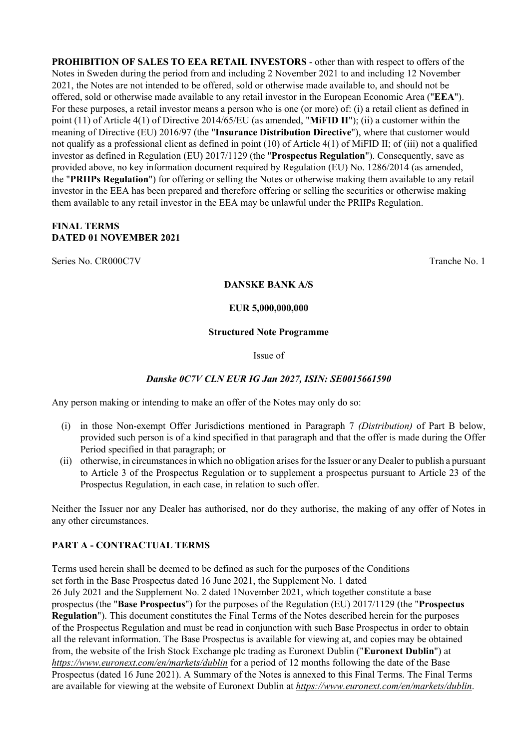**PROHIBITION OF SALES TO EEA RETAIL INVESTORS** - other than with respect to offers of the Notes in Sweden during the period from and including 2 November 2021 to and including 12 November 2021, the Notes are not intended to be offered, sold or otherwise made available to, and should not be offered, sold or otherwise made available to any retail investor in the European Economic Area ("**EEA**"). For these purposes, a retail investor means a person who is one (or more) of: (i) a retail client as defined in point (11) of Article 4(1) of Directive 2014/65/EU (as amended, "**MiFID II**"); (ii) a customer within the meaning of Directive (EU) 2016/97 (the "**Insurance Distribution Directive**"), where that customer would not qualify as a professional client as defined in point (10) of Article 4(1) of MiFID II; of (iii) not a qualified investor as defined in Regulation (EU) 2017/1129 (the "**Prospectus Regulation**"). Consequently, save as provided above, no key information document required by Regulation (EU) No. 1286/2014 (as amended, the "**PRIIPs Regulation**") for offering or selling the Notes or otherwise making them available to any retail investor in the EEA has been prepared and therefore offering or selling the securities or otherwise making them available to any retail investor in the EEA may be unlawful under the PRIIPs Regulation.

**FINAL TERMS**
**DATED 01 NOVEMBER 2021**

Series No. CR000C7V Tranche No. 1

**DANSKE BANK A/S**

**EUR 5,000,000,000**

**Structured Note Programme**

Issue of

***Danske 0C7V CLN EUR IG Jan 2027, ISIN: SE0015661590***

Any person making or intending to make an offer of the Notes may only do so:

(i) in those Non-exempt Offer Jurisdictions mentioned in Paragraph 7 *(Distribution)* of Part B below, provided such person is of a kind specified in that paragraph and that the offer is made during the Offer Period specified in that paragraph; or
(ii) otherwise, in circumstances in which no obligation arises for the Issuer or any Dealer to publish a pursuant to Article 3 of the Prospectus Regulation or to supplement a prospectus pursuant to Article 23 of the Prospectus Regulation, in each case, in relation to such offer.

Neither the Issuer nor any Dealer has authorised, nor do they authorise, the making of any offer of Notes in any other circumstances.

## PART A - CONTRACTUAL TERMS

Terms used herein shall be deemed to be defined as such for the purposes of the Conditions set forth in the Base Prospectus dated 16 June 2021, the Supplement No. 1 dated 26 July 2021 and the Supplement No. 2 dated 1November 2021, which together constitute a base prospectus (the "**Base Prospectus**") for the purposes of the Regulation (EU) 2017/1129 (the "**Prospectus Regulation**"). This document constitutes the Final Terms of the Notes described herein for the purposes of the Prospectus Regulation and must be read in conjunction with such Base Prospectus in order to obtain all the relevant information. The Base Prospectus is available for viewing at, and copies may be obtained from, the website of the Irish Stock Exchange plc trading as Euronext Dublin ("**Euronext Dublin**") at *https://www.euronext.com/en/markets/dublin* for a period of 12 months following the date of the Base Prospectus (dated 16 June 2021). A Summary of the Notes is annexed to this Final Terms. The Final Terms are available for viewing at the website of Euronext Dublin at *https://www.euronext.com/en/markets/dublin*.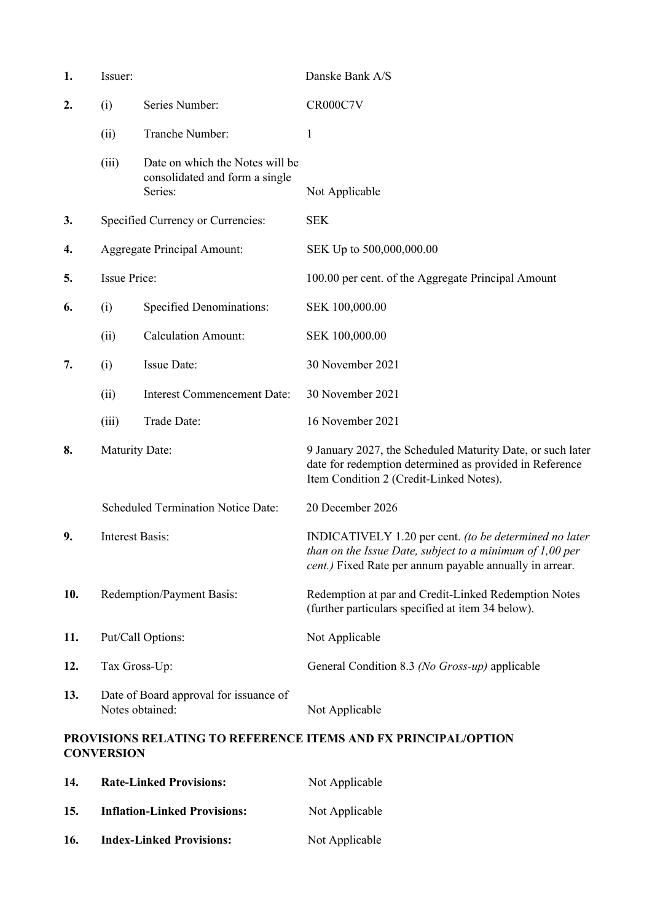| | | | |
|---|---|---|---|
| **1.** | Issuer: | | Danske Bank A/S |
| **2.** | (i) | Series Number: | CR000C7V |
| | (ii) | Tranche Number: | 1 |
| | (iii) | Date on which the Notes will be consolidated and form a single Series: | Not Applicable |
| **3.** | Specified Currency or Currencies: | | SEK |
| **4.** | Aggregate Principal Amount: | | SEK Up to 500,000,000.00 |
| **5.** | Issue Price: | | 100.00 per cent. of the Aggregate Principal Amount |
| **6.** | (i) | Specified Denominations: | SEK 100,000.00 |
| | (ii) | Calculation Amount: | SEK 100,000.00 |
| **7.** | (i) | Issue Date: | 30 November 2021 |
| | (ii) | Interest Commencement Date: | 30 November 2021 |
| | (iii) | Trade Date: | 16 November 2021 |
| **8.** | Maturity Date: | | 9 January 2027, the Scheduled Maturity Date, or such later date for redemption determined as provided in Reference Item Condition 2 (Credit-Linked Notes). |
| | Scheduled Termination Notice Date: | | 20 December 2026 |
| **9.** | Interest Basis: | | INDICATIVELY 1.20 per cent. *(to be determined no later than on the Issue Date, subject to a minimum of 1,00 per cent.)* Fixed Rate per annum payable annually in arrear. |
| **10.** | Redemption/Payment Basis: | | Redemption at par and Credit-Linked Redemption Notes (further particulars specified at item 34 below). |
| **11.** | Put/Call Options: | | Not Applicable |
| **12.** | Tax Gross-Up: | | General Condition 8.3 *(No Gross-up)* applicable |
| **13.** | Date of Board approval for issuance of Notes obtained: | | Not Applicable |

**PROVISIONS RELATING TO REFERENCE ITEMS AND FX PRINCIPAL/OPTION CONVERSION**

| | | |
|---|---|---|
| **14.** | **Rate-Linked Provisions:** | Not Applicable |
| **15.** | **Inflation-Linked Provisions:** | Not Applicable |
| **16.** | **Index-Linked Provisions:** | Not Applicable |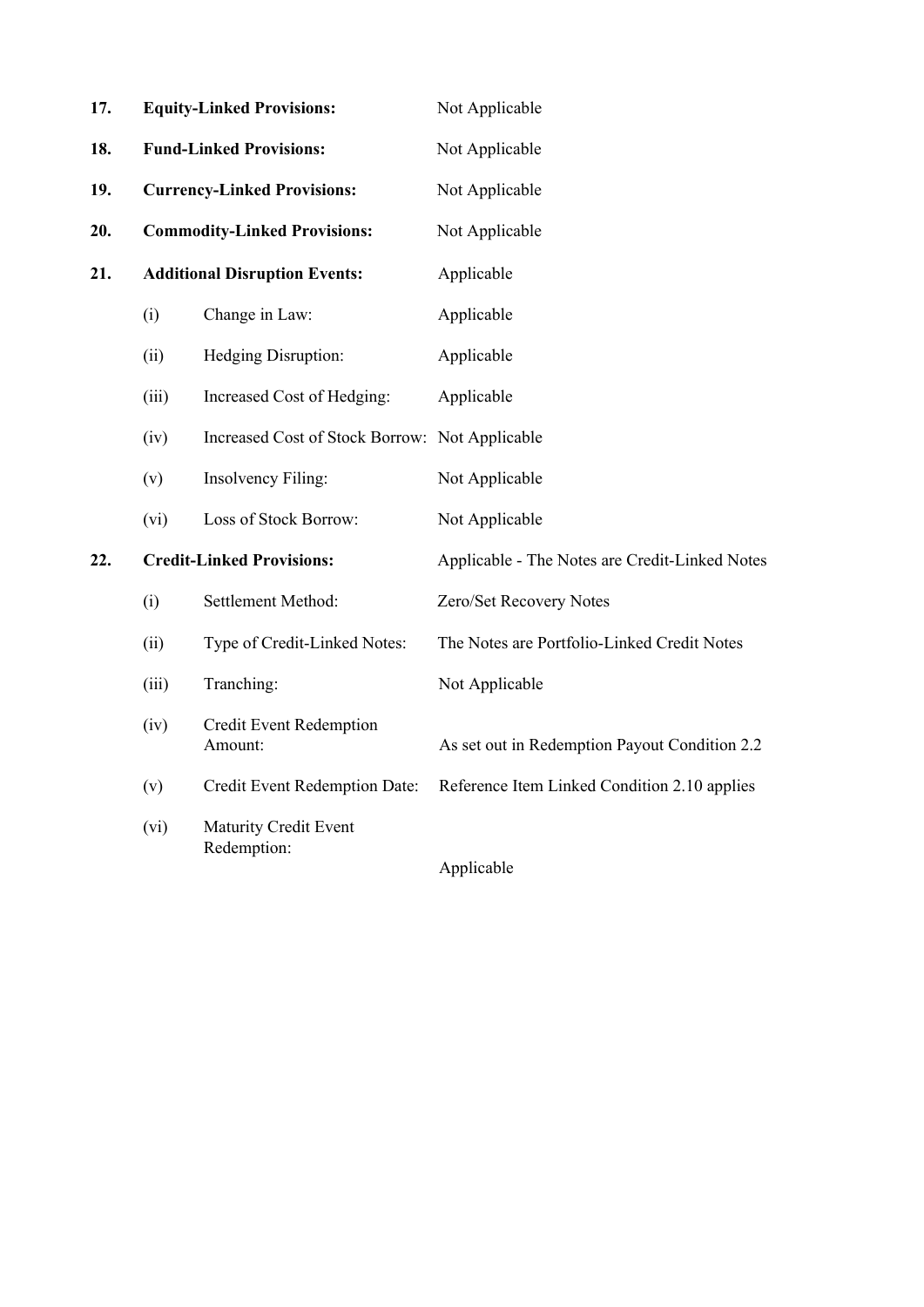| | | | |
|---|---|---|---|
| **17.** | **Equity-Linked Provisions:** | | Not Applicable |
| **18.** | **Fund-Linked Provisions:** | | Not Applicable |
| **19.** | **Currency-Linked Provisions:** | | Not Applicable |
| **20.** | **Commodity-Linked Provisions:** | | Not Applicable |
| **21.** | **Additional Disruption Events:** | | Applicable |
| | (i) | Change in Law: | Applicable |
| | (ii) | Hedging Disruption: | Applicable |
| | (iii) | Increased Cost of Hedging: | Applicable |
| | (iv) | Increased Cost of Stock Borrow: | Not Applicable |
| | (v) | Insolvency Filing: | Not Applicable |
| | (vi) | Loss of Stock Borrow: | Not Applicable |
| **22.** | **Credit-Linked Provisions:** | | Applicable - The Notes are Credit-Linked Notes |
| | (i) | Settlement Method: | Zero/Set Recovery Notes |
| | (ii) | Type of Credit-Linked Notes: | The Notes are Portfolio-Linked Credit Notes |
| | (iii) | Tranching: | Not Applicable |
| | (iv) | Credit Event Redemption Amount: | As set out in Redemption Payout Condition 2.2 |
| | (v) | Credit Event Redemption Date: | Reference Item Linked Condition 2.10 applies |
| | (vi) | Maturity Credit Event Redemption: | Applicable |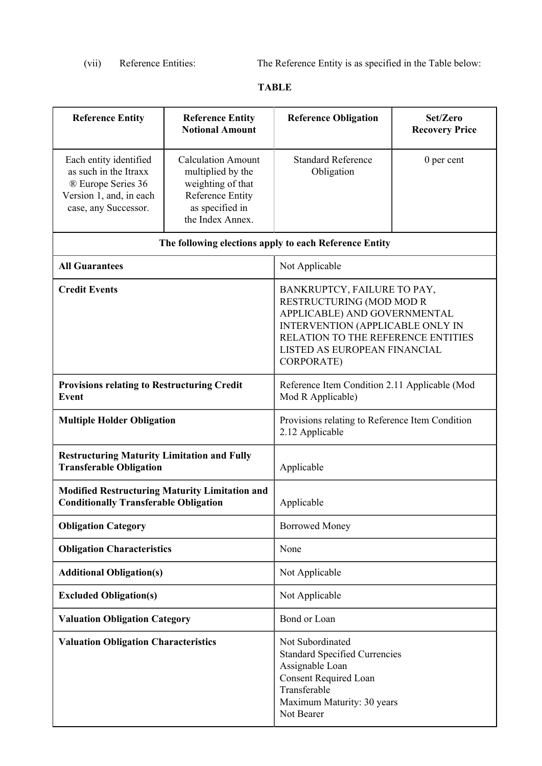(vii) Reference Entities: The Reference Entity is as specified in the Table below:

**TABLE**

| **Reference Entity** | **Reference Entity Notional Amount** | **Reference Obligation** | **Set/Zero Recovery Price** |
|---|---|---|---|
| Each entity identified as such in the Itraxx ® Europe Series 36 Version 1, and, in each case, any Successor. | Calculation Amount multiplied by the weighting of that Reference Entity as specified in the Index Annex. | Standard Reference Obligation | 0 per cent |
| **The following elections apply to each Reference Entity** | | | |
| **All Guarantees** | | Not Applicable | |
| **Credit Events** | | BANKRUPTCY, FAILURE TO PAY, RESTRUCTURING (MOD MOD R APPLICABLE) AND GOVERNMENTAL INTERVENTION (APPLICABLE ONLY IN RELATION TO THE REFERENCE ENTITIES LISTED AS EUROPEAN FINANCIAL CORPORATE) | |
| **Provisions relating to Restructuring Credit Event** | | Reference Item Condition 2.11 Applicable (Mod Mod R Applicable) | |
| **Multiple Holder Obligation** | | Provisions relating to Reference Item Condition 2.12 Applicable | |
| **Restructuring Maturity Limitation and Fully Transferable Obligation** | | Applicable | |
| **Modified Restructuring Maturity Limitation and Conditionally Transferable Obligation** | | Applicable | |
| **Obligation Category** | | Borrowed Money | |
| **Obligation Characteristics** | | None | |
| **Additional Obligation(s)** | | Not Applicable | |
| **Excluded Obligation(s)** | | Not Applicable | |
| **Valuation Obligation Category** | | Bond or Loan | |
| **Valuation Obligation Characteristics** | | Not Subordinated<br>Standard Specified Currencies<br>Assignable Loan<br>Consent Required Loan<br>Transferable<br>Maximum Maturity: 30 years<br>Not Bearer | |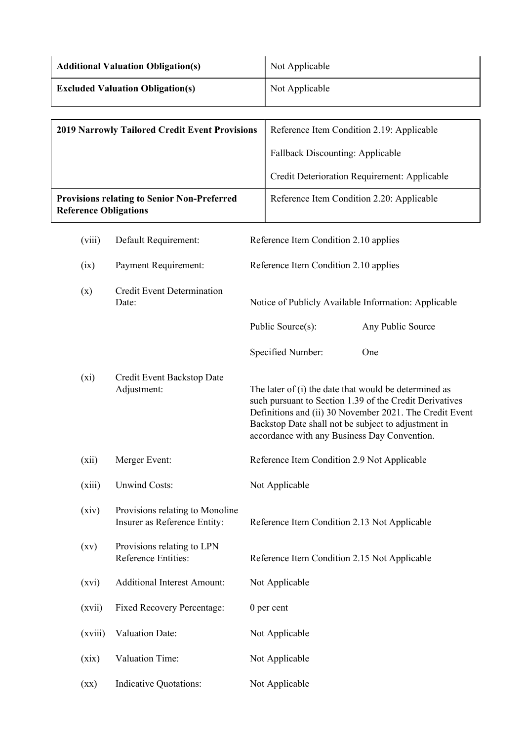| **Additional Valuation Obligation(s)** | Not Applicable |
|---|---|
| **Excluded Valuation Obligation(s)** | Not Applicable |

| **2019 Narrowly Tailored Credit Event Provisions** | Reference Item Condition 2.19: Applicable<br><br>Fallback Discounting: Applicable<br><br>Credit Deterioration Requirement: Applicable |
|---|---|
| **Provisions relating to Senior Non-Preferred Reference Obligations** | Reference Item Condition 2.20: Applicable |

| | | |
|---|---|---|
| (viii) | Default Requirement: | Reference Item Condition 2.10 applies |
| (ix) | Payment Requirement: | Reference Item Condition 2.10 applies |
| (x) | Credit Event Determination Date: | Notice of Publicly Available Information: Applicable<br><br>Public Source(s): Any Public Source<br><br>Specified Number: One |
| (xi) | Credit Event Backstop Date Adjustment: | The later of (i) the date that would be determined as such pursuant to Section 1.39 of the Credit Derivatives Definitions and (ii) 30 November 2021. The Credit Event Backstop Date shall not be subject to adjustment in accordance with any Business Day Convention. |
| (xii) | Merger Event: | Reference Item Condition 2.9 Not Applicable |
| (xiii) | Unwind Costs: | Not Applicable |
| (xiv) | Provisions relating to Monoline Insurer as Reference Entity: | Reference Item Condition 2.13 Not Applicable |
| (xv) | Provisions relating to LPN Reference Entities: | Reference Item Condition 2.15 Not Applicable |
| (xvi) | Additional Interest Amount: | Not Applicable |
| (xvii) | Fixed Recovery Percentage: | 0 per cent |
| (xviii) | Valuation Date: | Not Applicable |
| (xix) | Valuation Time: | Not Applicable |
| (xx) | Indicative Quotations: | Not Applicable |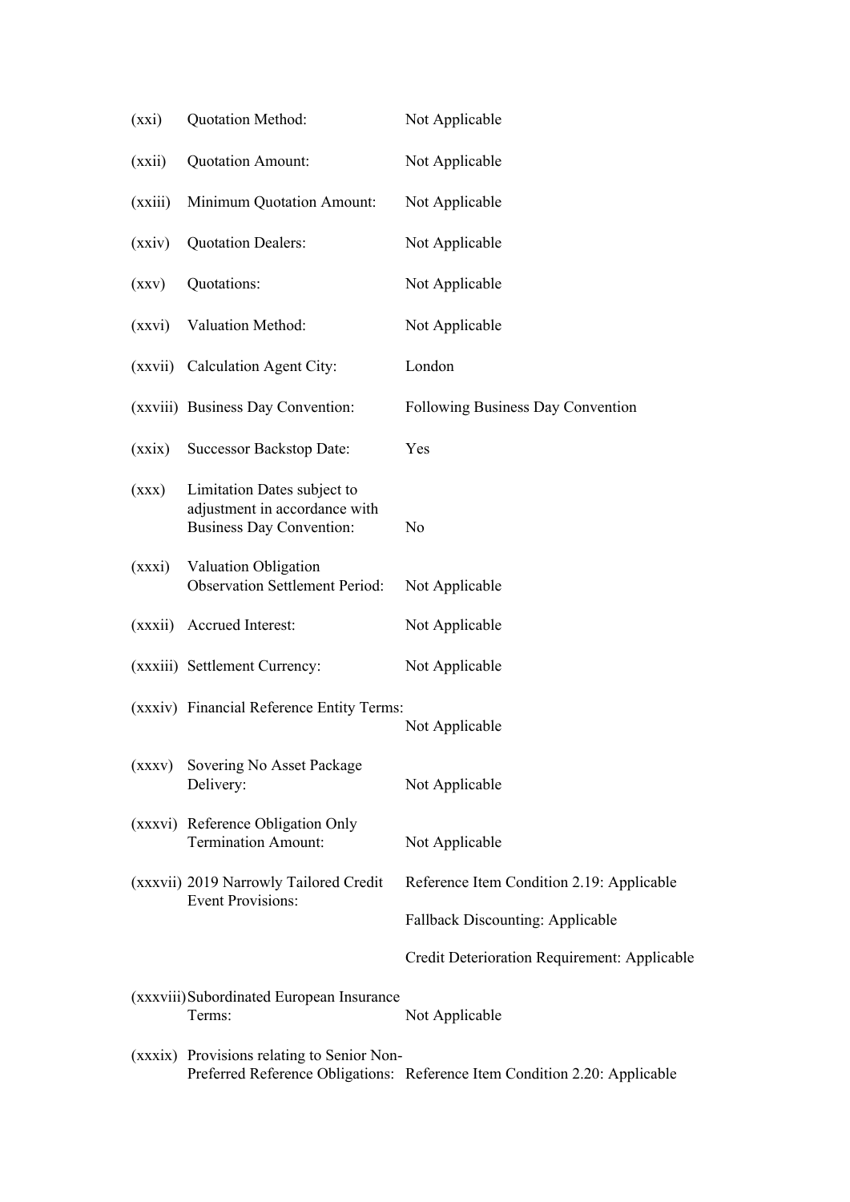| | | |
|---|---|---|
| (xxi) | Quotation Method: | Not Applicable |
| (xxii) | Quotation Amount: | Not Applicable |
| (xxiii) | Minimum Quotation Amount: | Not Applicable |
| (xxiv) | Quotation Dealers: | Not Applicable |
| (xxv) | Quotations: | Not Applicable |
| (xxvi) | Valuation Method: | Not Applicable |
| (xxvii) | Calculation Agent City: | London |
| (xxviii) | Business Day Convention: | Following Business Day Convention |
| (xxix) | Successor Backstop Date: | Yes |
| (xxx) | Limitation Dates subject to adjustment in accordance with Business Day Convention: | No |
| (xxxi) | Valuation Obligation Observation Settlement Period: | Not Applicable |
| (xxxii) | Accrued Interest: | Not Applicable |
| (xxxiii) | Settlement Currency: | Not Applicable |
| (xxxiv) | Financial Reference Entity Terms: | Not Applicable |
| (xxxv) | Sovering No Asset Package Delivery: | Not Applicable |
| (xxxvi) | Reference Obligation Only Termination Amount: | Not Applicable |
| (xxxvii) | 2019 Narrowly Tailored Credit Event Provisions: | Reference Item Condition 2.19: Applicable<br><br>Fallback Discounting: Applicable<br><br>Credit Deterioration Requirement: Applicable |
| (xxxviii) | Subordinated European Insurance Terms: | Not Applicable |
| (xxxix) | Provisions relating to Senior Non-Preferred Reference Obligations: | Reference Item Condition 2.20: Applicable |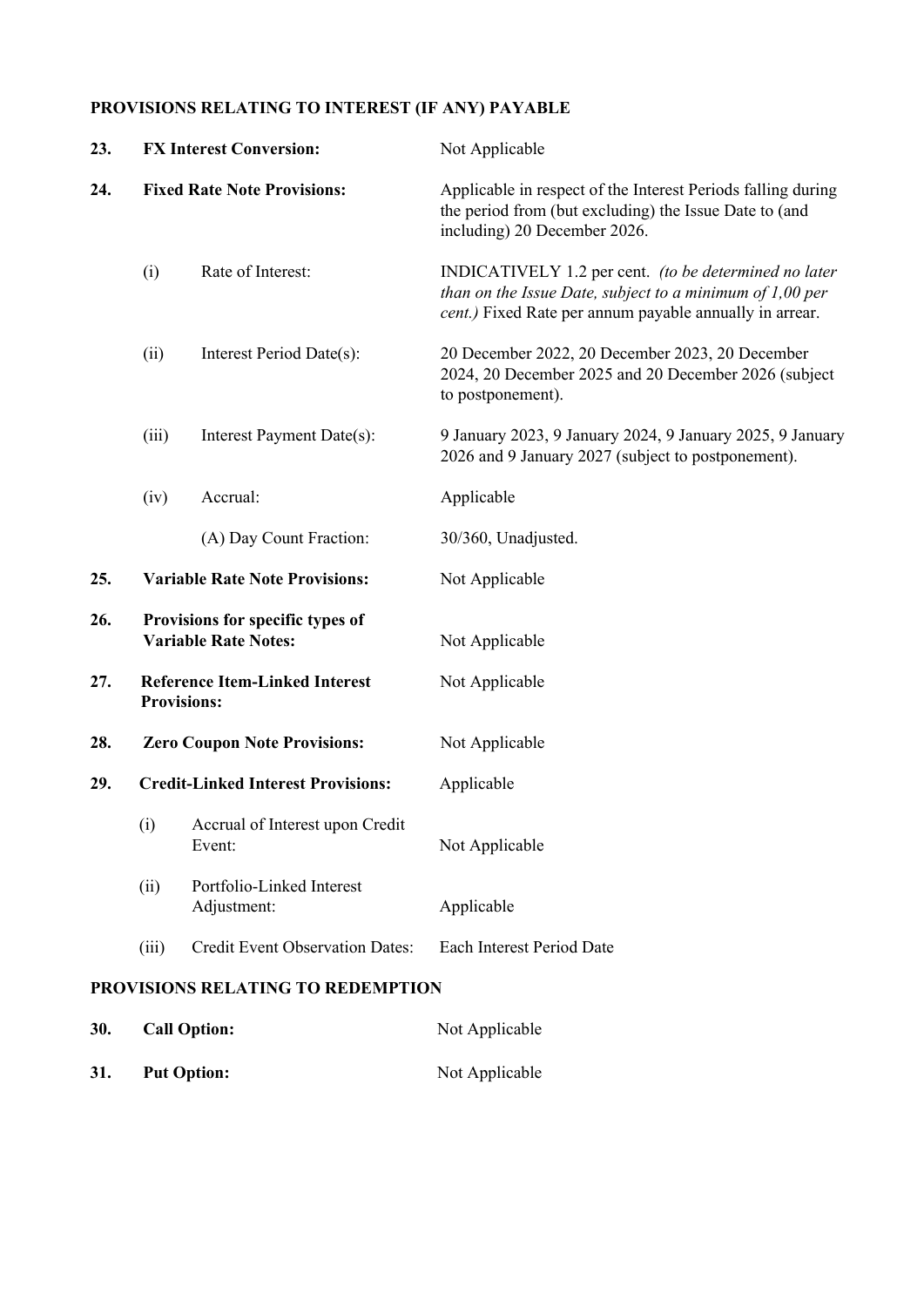**PROVISIONS RELATING TO INTEREST (IF ANY) PAYABLE**

| | | |
|---|---|---|
| **23.** | **FX Interest Conversion:** | Not Applicable |
| **24.** | **Fixed Rate Note Provisions:** | Applicable in respect of the Interest Periods falling during the period from (but excluding) the Issue Date to (and including) 20 December 2026. |
| | (i) Rate of Interest: | INDICATIVELY 1.2 per cent. *(to be determined no later than on the Issue Date, subject to a minimum of 1,00 per cent.)* Fixed Rate per annum payable annually in arrear. |
| | (ii) Interest Period Date(s): | 20 December 2022, 20 December 2023, 20 December 2024, 20 December 2025 and 20 December 2026 (subject to postponement). |
| | (iii) Interest Payment Date(s): | 9 January 2023, 9 January 2024, 9 January 2025, 9 January 2026 and 9 January 2027 (subject to postponement). |
| | (iv) Accrual: | Applicable |
| | (A) Day Count Fraction: | 30/360, Unadjusted. |
| **25.** | **Variable Rate Note Provisions:** | Not Applicable |
| **26.** | **Provisions for specific types of Variable Rate Notes:** | Not Applicable |
| **27.** | **Reference Item-Linked Interest Provisions:** | Not Applicable |
| **28.** | **Zero Coupon Note Provisions:** | Not Applicable |
| **29.** | **Credit-Linked Interest Provisions:** | Applicable |
| | (i) Accrual of Interest upon Credit Event: | Not Applicable |
| | (ii) Portfolio-Linked Interest Adjustment: | Applicable |
| | (iii) Credit Event Observation Dates: | Each Interest Period Date |

**PROVISIONS RELATING TO REDEMPTION**

| | | |
|---|---|---|
| **30.** | **Call Option:** | Not Applicable |
| **31.** | **Put Option:** | Not Applicable |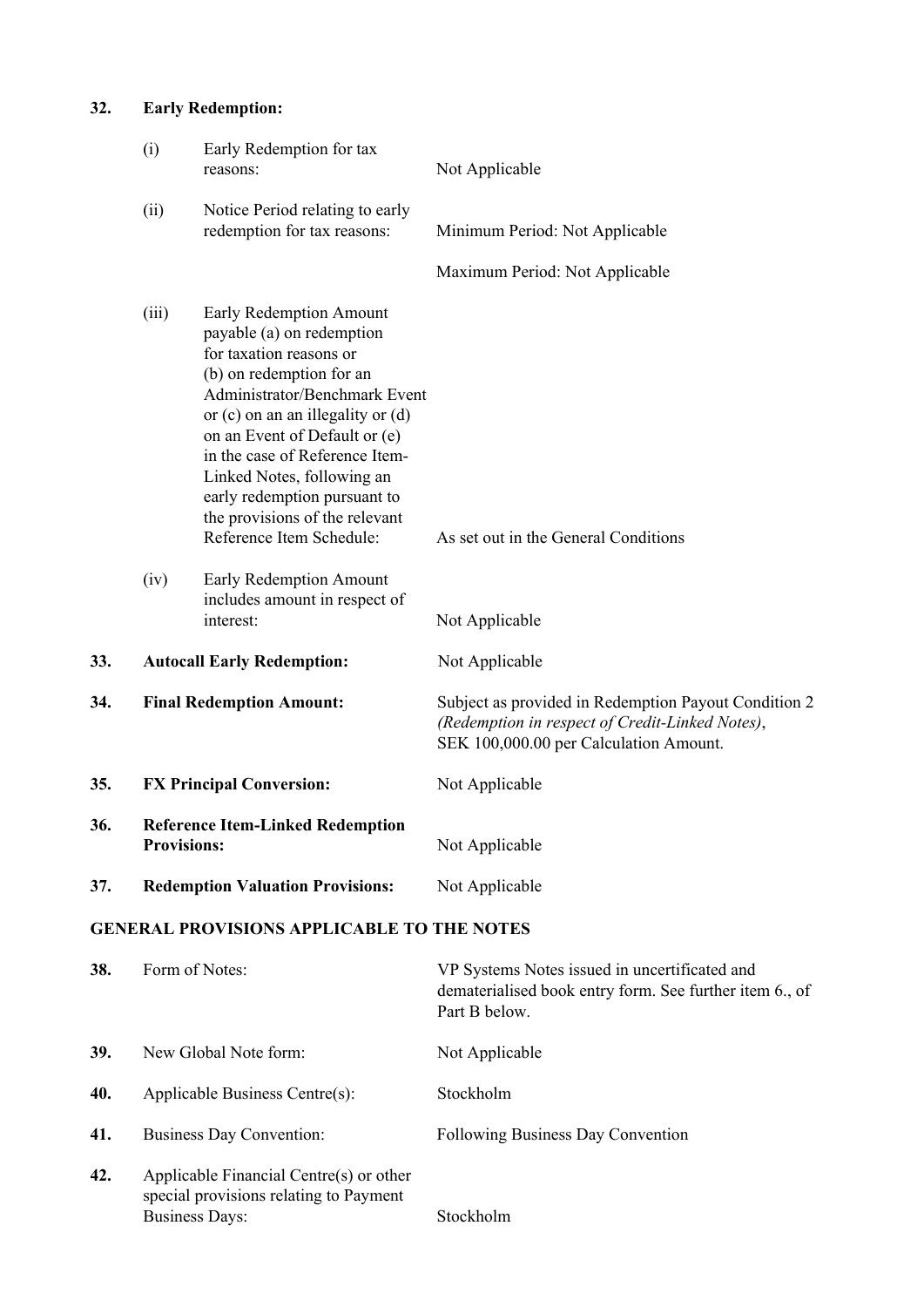**32. Early Redemption:**

| | | |
|---|---|---|
| (i) | Early Redemption for tax reasons: | Not Applicable |
| (ii) | Notice Period relating to early redemption for tax reasons: | Minimum Period: Not Applicable<br><br>Maximum Period: Not Applicable |
| (iii) | Early Redemption Amount payable (a) on redemption for taxation reasons or (b) on redemption for an Administrator/Benchmark Event or (c) on an an illegality or (d) on an Event of Default or (e) in the case of Reference Item-Linked Notes, following an early redemption pursuant to the provisions of the relevant Reference Item Schedule: | As set out in the General Conditions |
| (iv) | Early Redemption Amount includes amount in respect of interest: | Not Applicable |

| | | |
|---|---|---|
| **33.** | **Autocall Early Redemption:** | Not Applicable |
| **34.** | **Final Redemption Amount:** | Subject as provided in Redemption Payout Condition 2 *(Redemption in respect of Credit-Linked Notes)*, SEK 100,000.00 per Calculation Amount. |
| **35.** | **FX Principal Conversion:** | Not Applicable |
| **36.** | **Reference Item-Linked Redemption Provisions:** | Not Applicable |
| **37.** | **Redemption Valuation Provisions:** | Not Applicable |

**GENERAL PROVISIONS APPLICABLE TO THE NOTES**

| | | |
|---|---|---|
| **38.** | Form of Notes: | VP Systems Notes issued in uncertificated and dematerialised book entry form. See further item 6., of Part B below. |
| **39.** | New Global Note form: | Not Applicable |
| **40.** | Applicable Business Centre(s): | Stockholm |
| **41.** | Business Day Convention: | Following Business Day Convention |
| **42.** | Applicable Financial Centre(s) or other special provisions relating to Payment Business Days: | Stockholm |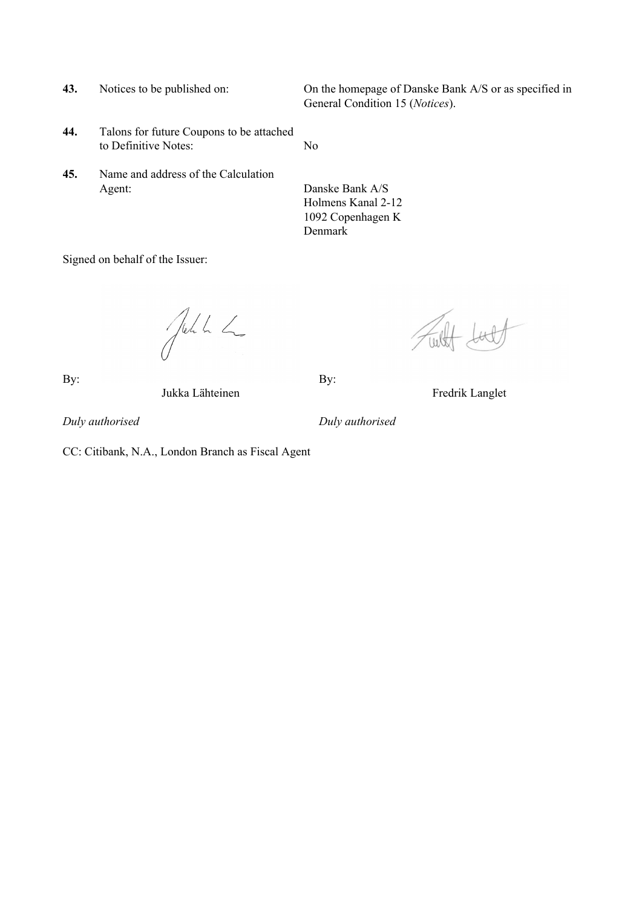| | | |
|---|---|---|
| **43.** | Notices to be published on: | On the homepage of Danske Bank A/S or as specified in General Condition 15 (*Notices*). |
| **44.** | Talons for future Coupons to be attached to Definitive Notes: | No |
| **45.** | Name and address of the Calculation Agent: | Danske Bank A/S<br>Holmens Kanal 2-12<br>1092 Copenhagen K<br>Denmark |

Signed on behalf of the Issuer:

By: Jukka Lähteinen

*Duly authorised*

By: Fredrik Langlet

*Duly authorised*

CC: Citibank, N.A., London Branch as Fiscal Agent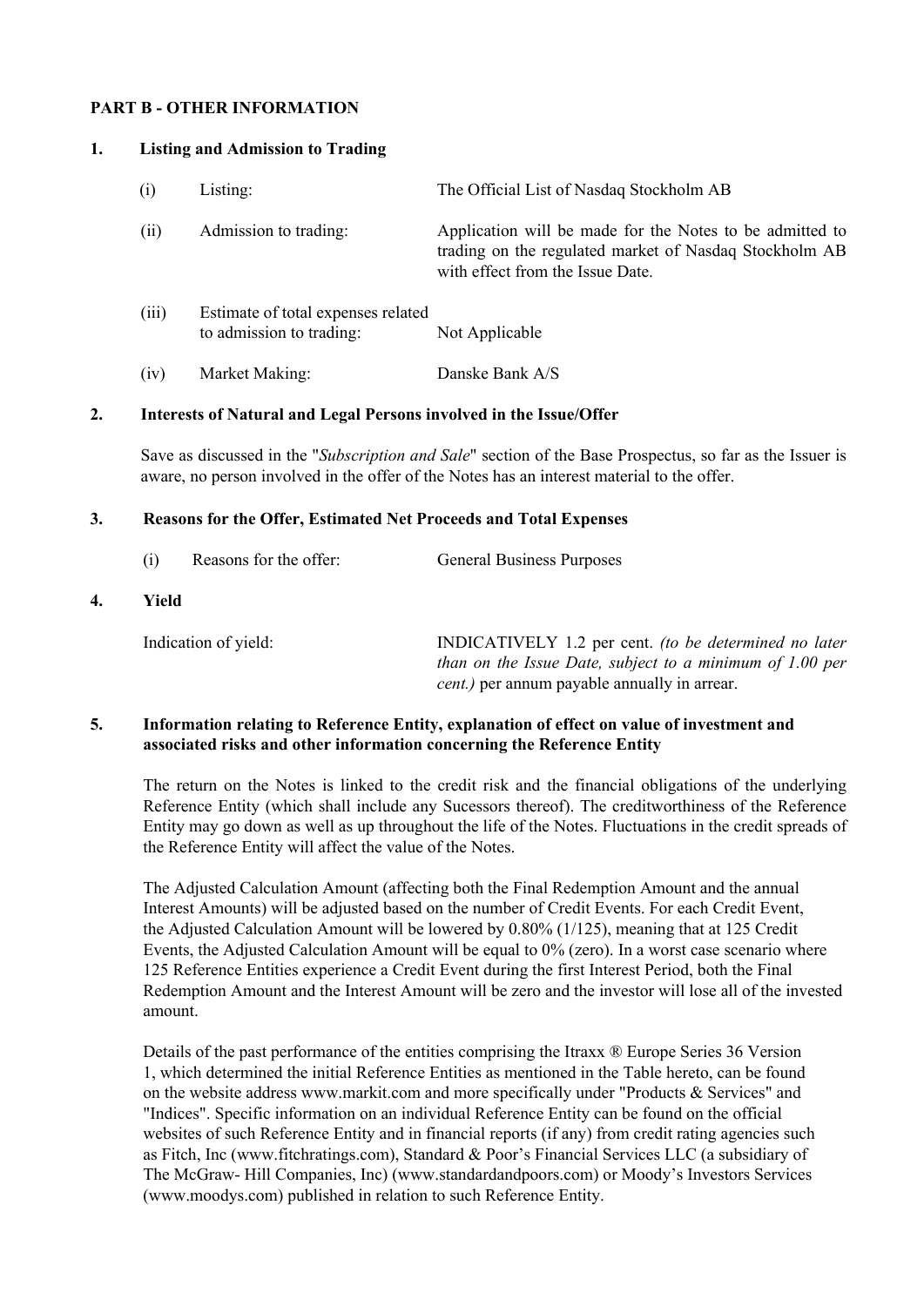## PART B - OTHER INFORMATION

### 1. Listing and Admission to Trading

| | | |
|---|---|---|
| (i) | Listing: | The Official List of Nasdaq Stockholm AB |
| (ii) | Admission to trading: | Application will be made for the Notes to be admitted to trading on the regulated market of Nasdaq Stockholm AB with effect from the Issue Date. |
| (iii) | Estimate of total expenses related to admission to trading: | Not Applicable |
| (iv) | Market Making: | Danske Bank A/S |

### 2. Interests of Natural and Legal Persons involved in the Issue/Offer

Save as discussed in the "*Subscription and Sale*" section of the Base Prospectus, so far as the Issuer is aware, no person involved in the offer of the Notes has an interest material to the offer.

### 3. Reasons for the Offer, Estimated Net Proceeds and Total Expenses

| | | |
|---|---|---|
| (i) | Reasons for the offer: | General Business Purposes |

### 4. Yield

| | |
|---|---|
| Indication of yield: | INDICATIVELY 1.2 per cent. *(to be determined no later than on the Issue Date, subject to a minimum of 1.00 per cent.)* per annum payable annually in arrear. |

### 5. Information relating to Reference Entity, explanation of effect on value of investment and associated risks and other information concerning the Reference Entity

The return on the Notes is linked to the credit risk and the financial obligations of the underlying Reference Entity (which shall include any Sucessors thereof). The creditworthiness of the Reference Entity may go down as well as up throughout the life of the Notes. Fluctuations in the credit spreads of the Reference Entity will affect the value of the Notes.

The Adjusted Calculation Amount (affecting both the Final Redemption Amount and the annual Interest Amounts) will be adjusted based on the number of Credit Events. For each Credit Event, the Adjusted Calculation Amount will be lowered by 0.80% (1/125), meaning that at 125 Credit Events, the Adjusted Calculation Amount will be equal to 0% (zero). In a worst case scenario where 125 Reference Entities experience a Credit Event during the first Interest Period, both the Final Redemption Amount and the Interest Amount will be zero and the investor will lose all of the invested amount.

Details of the past performance of the entities comprising the Itraxx ® Europe Series 36 Version 1, which determined the initial Reference Entities as mentioned in the Table hereto, can be found on the website address www.markit.com and more specifically under "Products & Services" and "Indices". Specific information on an individual Reference Entity can be found on the official websites of such Reference Entity and in financial reports (if any) from credit rating agencies such as Fitch, Inc (www.fitchratings.com), Standard & Poor's Financial Services LLC (a subsidiary of The McGraw- Hill Companies, Inc) (www.standardandpoors.com) or Moody's Investors Services (www.moodys.com) published in relation to such Reference Entity.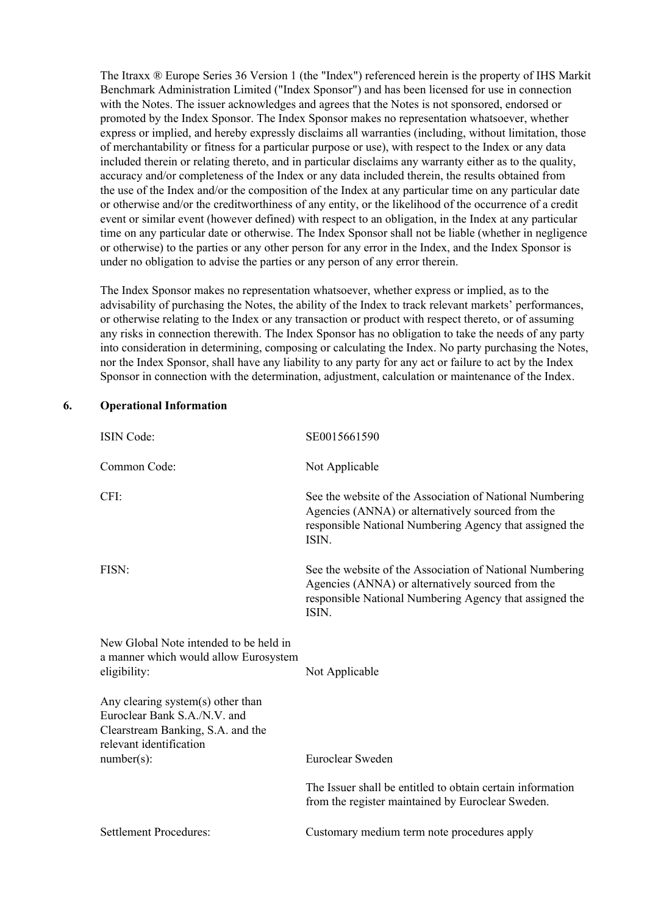The Itraxx ® Europe Series 36 Version 1 (the "Index") referenced herein is the property of IHS Markit Benchmark Administration Limited ("Index Sponsor") and has been licensed for use in connection with the Notes. The issuer acknowledges and agrees that the Notes is not sponsored, endorsed or promoted by the Index Sponsor. The Index Sponsor makes no representation whatsoever, whether express or implied, and hereby expressly disclaims all warranties (including, without limitation, those of merchantability or fitness for a particular purpose or use), with respect to the Index or any data included therein or relating thereto, and in particular disclaims any warranty either as to the quality, accuracy and/or completeness of the Index or any data included therein, the results obtained from the use of the Index and/or the composition of the Index at any particular time on any particular date or otherwise and/or the creditworthiness of any entity, or the likelihood of the occurrence of a credit event or similar event (however defined) with respect to an obligation, in the Index at any particular time on any particular date or otherwise. The Index Sponsor shall not be liable (whether in negligence or otherwise) to the parties or any other person for any error in the Index, and the Index Sponsor is under no obligation to advise the parties or any person of any error therein.

The Index Sponsor makes no representation whatsoever, whether express or implied, as to the advisability of purchasing the Notes, the ability of the Index to track relevant markets' performances, or otherwise relating to the Index or any transaction or product with respect thereto, or of assuming any risks in connection therewith. The Index Sponsor has no obligation to take the needs of any party into consideration in determining, composing or calculating the Index. No party purchasing the Notes, nor the Index Sponsor, shall have any liability to any party for any act or failure to act by the Index Sponsor in connection with the determination, adjustment, calculation or maintenance of the Index.

## 6. Operational Information

| | |
|---|---|
| ISIN Code: | SE0015661590 |
| Common Code: | Not Applicable |
| CFI: | See the website of the Association of National Numbering Agencies (ANNA) or alternatively sourced from the responsible National Numbering Agency that assigned the ISIN. |
| FISN: | See the website of the Association of National Numbering Agencies (ANNA) or alternatively sourced from the responsible National Numbering Agency that assigned the ISIN. |
| New Global Note intended to be held in a manner which would allow Eurosystem eligibility: | Not Applicable |
| Any clearing system(s) other than Euroclear Bank S.A./N.V. and Clearstream Banking, S.A. and the relevant identification number(s): | Euroclear Sweden<br><br>The Issuer shall be entitled to obtain certain information from the register maintained by Euroclear Sweden. |
| Settlement Procedures: | Customary medium term note procedures apply |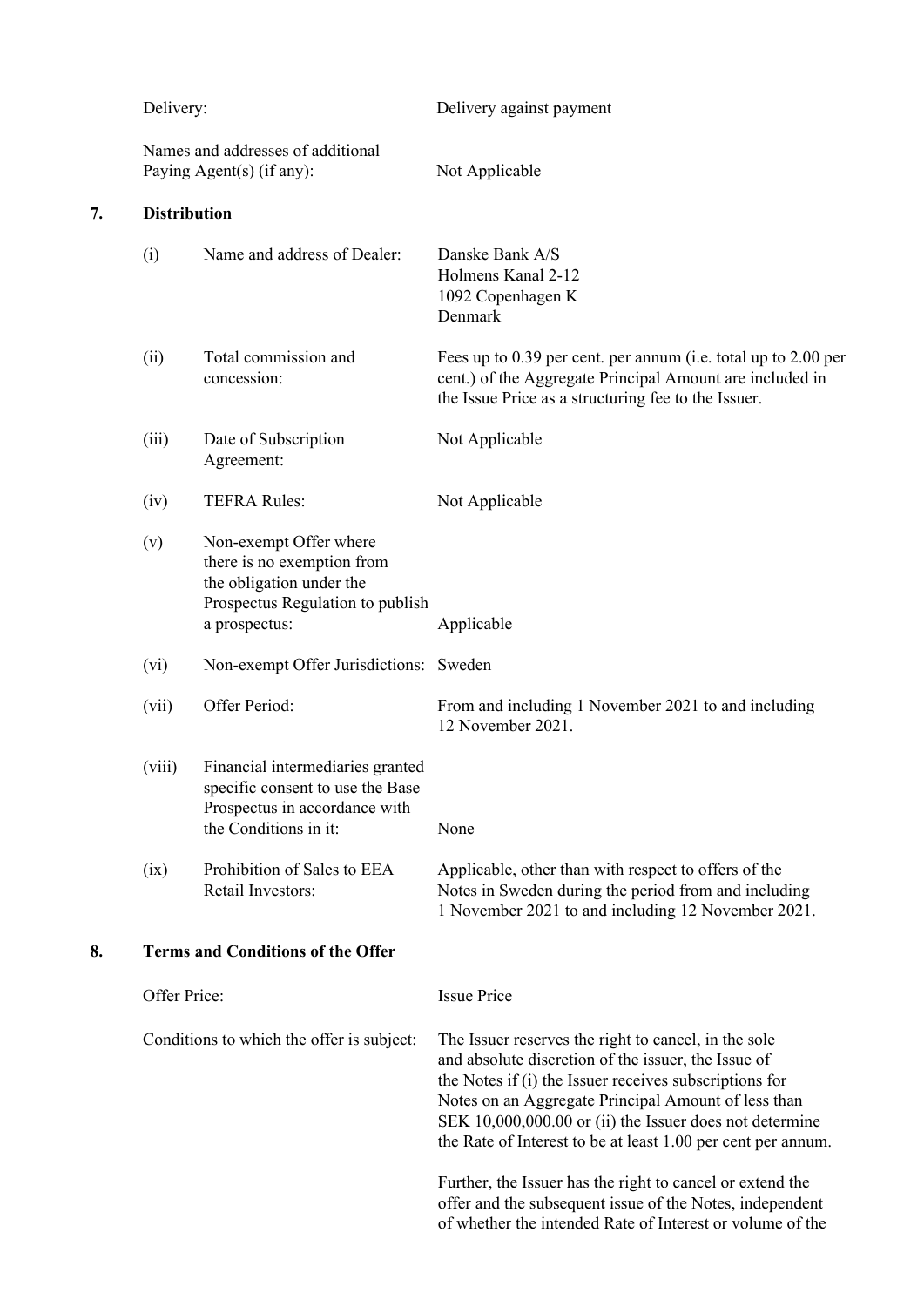| | |
|---|---|
| Delivery: | Delivery against payment |
| Names and addresses of additional Paying Agent(s) (if any): | Not Applicable |

## 7. Distribution

| | | |
|---|---|---|
| (i) | Name and address of Dealer: | Danske Bank A/S<br>Holmens Kanal 2-12<br>1092 Copenhagen K<br>Denmark |
| (ii) | Total commission and concession: | Fees up to 0.39 per cent. per annum (i.e. total up to 2.00 per cent.) of the Aggregate Principal Amount are included in the Issue Price as a structuring fee to the Issuer. |
| (iii) | Date of Subscription Agreement: | Not Applicable |
| (iv) | TEFRA Rules: | Not Applicable |
| (v) | Non-exempt Offer where there is no exemption from the obligation under the Prospectus Regulation to publish a prospectus: | Applicable |
| (vi) | Non-exempt Offer Jurisdictions: | Sweden |
| (vii) | Offer Period: | From and including 1 November 2021 to and including 12 November 2021. |
| (viii) | Financial intermediaries granted specific consent to use the Base Prospectus in accordance with the Conditions in it: | None |
| (ix) | Prohibition of Sales to EEA Retail Investors: | Applicable, other than with respect to offers of the Notes in Sweden during the period from and including 1 November 2021 to and including 12 November 2021. |

## 8. Terms and Conditions of the Offer

| | |
|---|---|
| Offer Price: | Issue Price |
| Conditions to which the offer is subject: | The Issuer reserves the right to cancel, in the sole and absolute discretion of the issuer, the Issue of the Notes if (i) the Issuer receives subscriptions for Notes on an Aggregate Principal Amount of less than SEK 10,000,000.00 or (ii) the Issuer does not determine the Rate of Interest to be at least 1.00 per cent per annum.<br><br>Further, the Issuer has the right to cancel or extend the offer and the subsequent issue of the Notes, independent of whether the intended Rate of Interest or volume of the |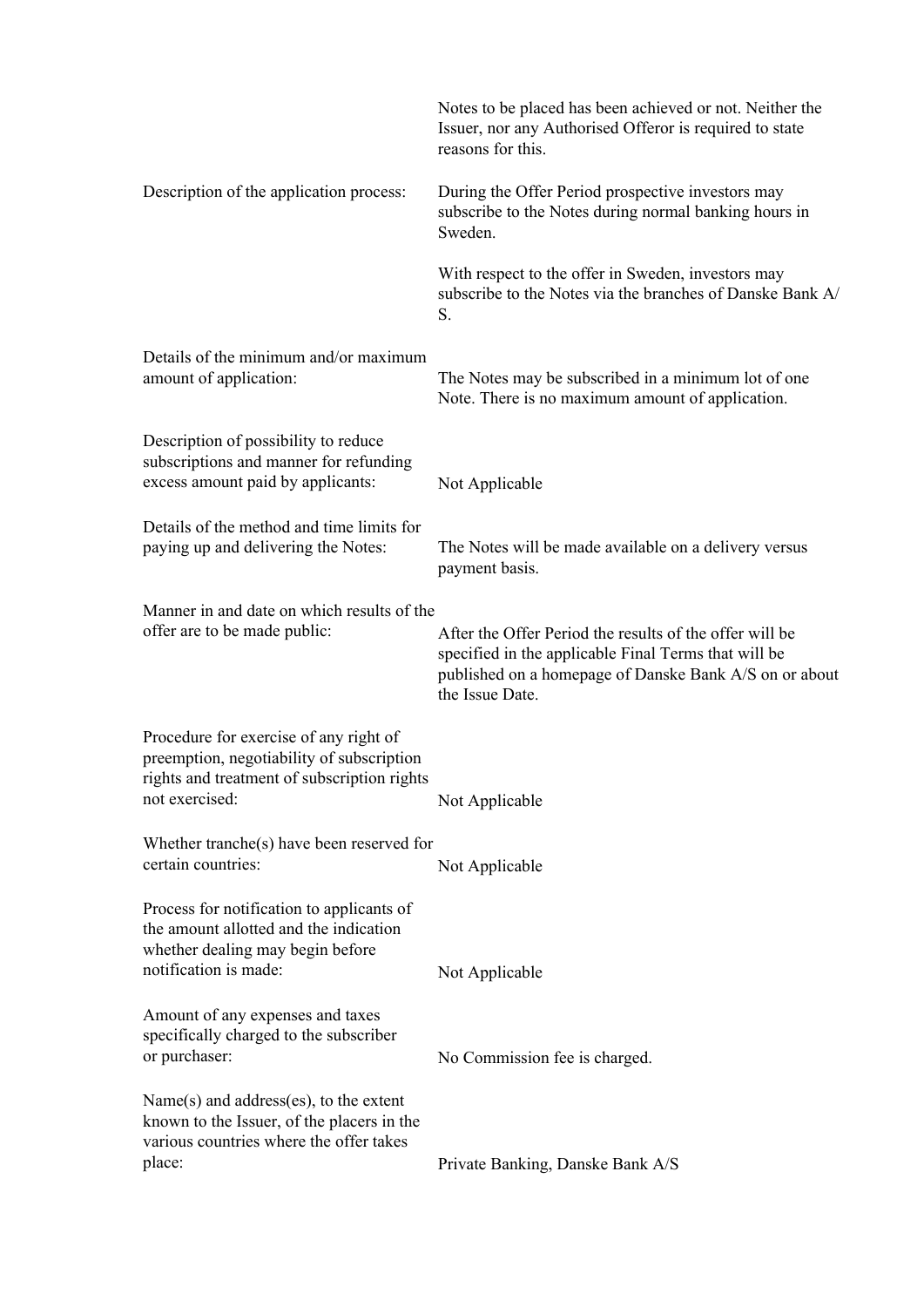| | |
|---|---|
| | Notes to be placed has been achieved or not. Neither the Issuer, nor any Authorised Offeror is required to state reasons for this. |
| Description of the application process: | During the Offer Period prospective investors may subscribe to the Notes during normal banking hours in Sweden.<br><br>With respect to the offer in Sweden, investors may subscribe to the Notes via the branches of Danske Bank A/S. |
| Details of the minimum and/or maximum amount of application: | The Notes may be subscribed in a minimum lot of one Note. There is no maximum amount of application. |
| Description of possibility to reduce subscriptions and manner for refunding excess amount paid by applicants: | Not Applicable |
| Details of the method and time limits for paying up and delivering the Notes: | The Notes will be made available on a delivery versus payment basis. |
| Manner in and date on which results of the offer are to be made public: | After the Offer Period the results of the offer will be specified in the applicable Final Terms that will be published on a homepage of Danske Bank A/S on or about the Issue Date. |
| Procedure for exercise of any right of preemption, negotiability of subscription rights and treatment of subscription rights not exercised: | Not Applicable |
| Whether tranche(s) have been reserved for certain countries: | Not Applicable |
| Process for notification to applicants of the amount allotted and the indication whether dealing may begin before notification is made: | Not Applicable |
| Amount of any expenses and taxes specifically charged to the subscriber or purchaser: | No Commission fee is charged. |
| Name(s) and address(es), to the extent known to the Issuer, of the placers in the various countries where the offer takes place: | Private Banking, Danske Bank A/S |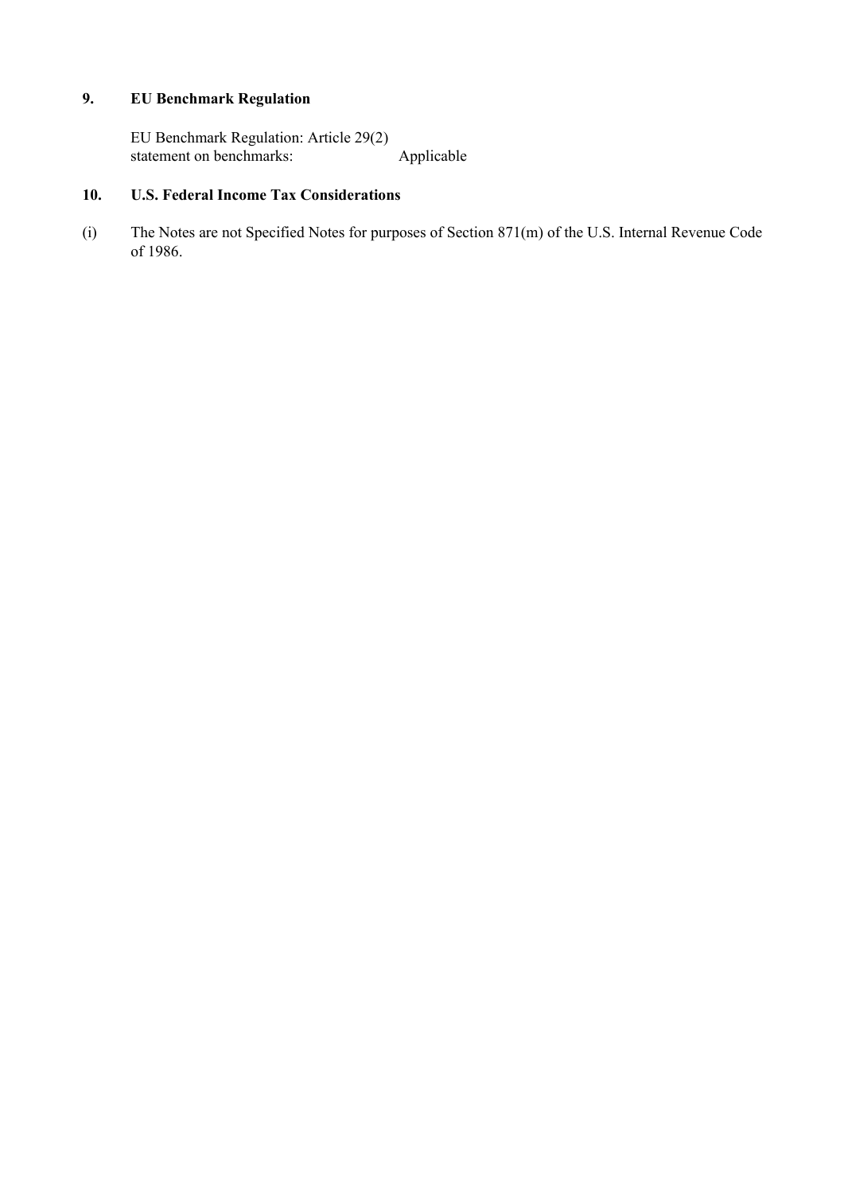## 9. EU Benchmark Regulation

EU Benchmark Regulation: Article 29(2) statement on benchmarks: Applicable

## 10. U.S. Federal Income Tax Considerations

(i) The Notes are not Specified Notes for purposes of Section 871(m) of the U.S. Internal Revenue Code of 1986.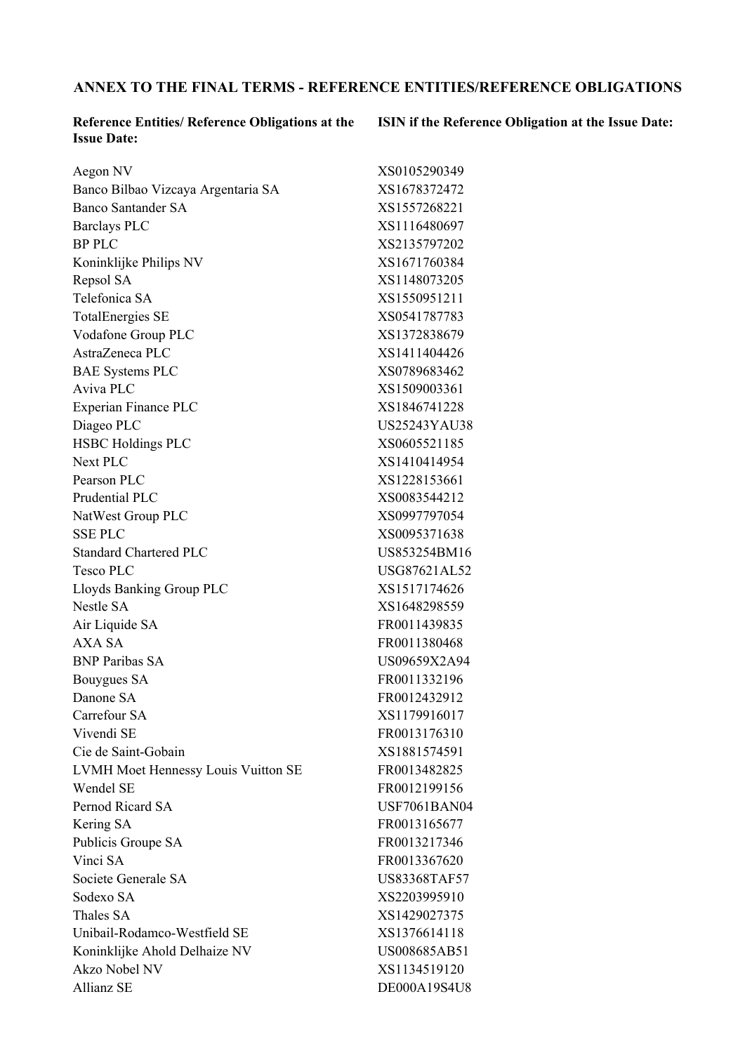## ANNEX TO THE FINAL TERMS - REFERENCE ENTITIES/REFERENCE OBLIGATIONS

| **Reference Entities/ Reference Obligations at the Issue Date:** | **ISIN if the Reference Obligation at the Issue Date:** |
|---|---|
| Aegon NV | XS0105290349 |
| Banco Bilbao Vizcaya Argentaria SA | XS1678372472 |
| Banco Santander SA | XS1557268221 |
| Barclays PLC | XS1116480697 |
| BP PLC | XS2135797202 |
| Koninklijke Philips NV | XS1671760384 |
| Repsol SA | XS1148073205 |
| Telefonica SA | XS1550951211 |
| TotalEnergies SE | XS0541787783 |
| Vodafone Group PLC | XS1372838679 |
| AstraZeneca PLC | XS1411404426 |
| BAE Systems PLC | XS0789683462 |
| Aviva PLC | XS1509003361 |
| Experian Finance PLC | XS1846741228 |
| Diageo PLC | US25243YAU38 |
| HSBC Holdings PLC | XS0605521185 |
| Next PLC | XS1410414954 |
| Pearson PLC | XS1228153661 |
| Prudential PLC | XS0083544212 |
| NatWest Group PLC | XS0997797054 |
| SSE PLC | XS0095371638 |
| Standard Chartered PLC | US853254BM16 |
| Tesco PLC | USG87621AL52 |
| Lloyds Banking Group PLC | XS1517174626 |
| Nestle SA | XS1648298559 |
| Air Liquide SA | FR0011439835 |
| AXA SA | FR0011380468 |
| BNP Paribas SA | US09659X2A94 |
| Bouygues SA | FR0011332196 |
| Danone SA | FR0012432912 |
| Carrefour SA | XS1179916017 |
| Vivendi SE | FR0013176310 |
| Cie de Saint-Gobain | XS1881574591 |
| LVMH Moet Hennessy Louis Vuitton SE | FR0013482825 |
| Wendel SE | FR0012199156 |
| Pernod Ricard SA | USF7061BAN04 |
| Kering SA | FR0013165677 |
| Publicis Groupe SA | FR0013217346 |
| Vinci SA | FR0013367620 |
| Societe Generale SA | US83368TAF57 |
| Sodexo SA | XS2203995910 |
| Thales SA | XS1429027375 |
| Unibail-Rodamco-Westfield SE | XS1376614118 |
| Koninklijke Ahold Delhaize NV | US008685AB51 |
| Akzo Nobel NV | XS1134519120 |
| Allianz SE | DE000A19S4U8 |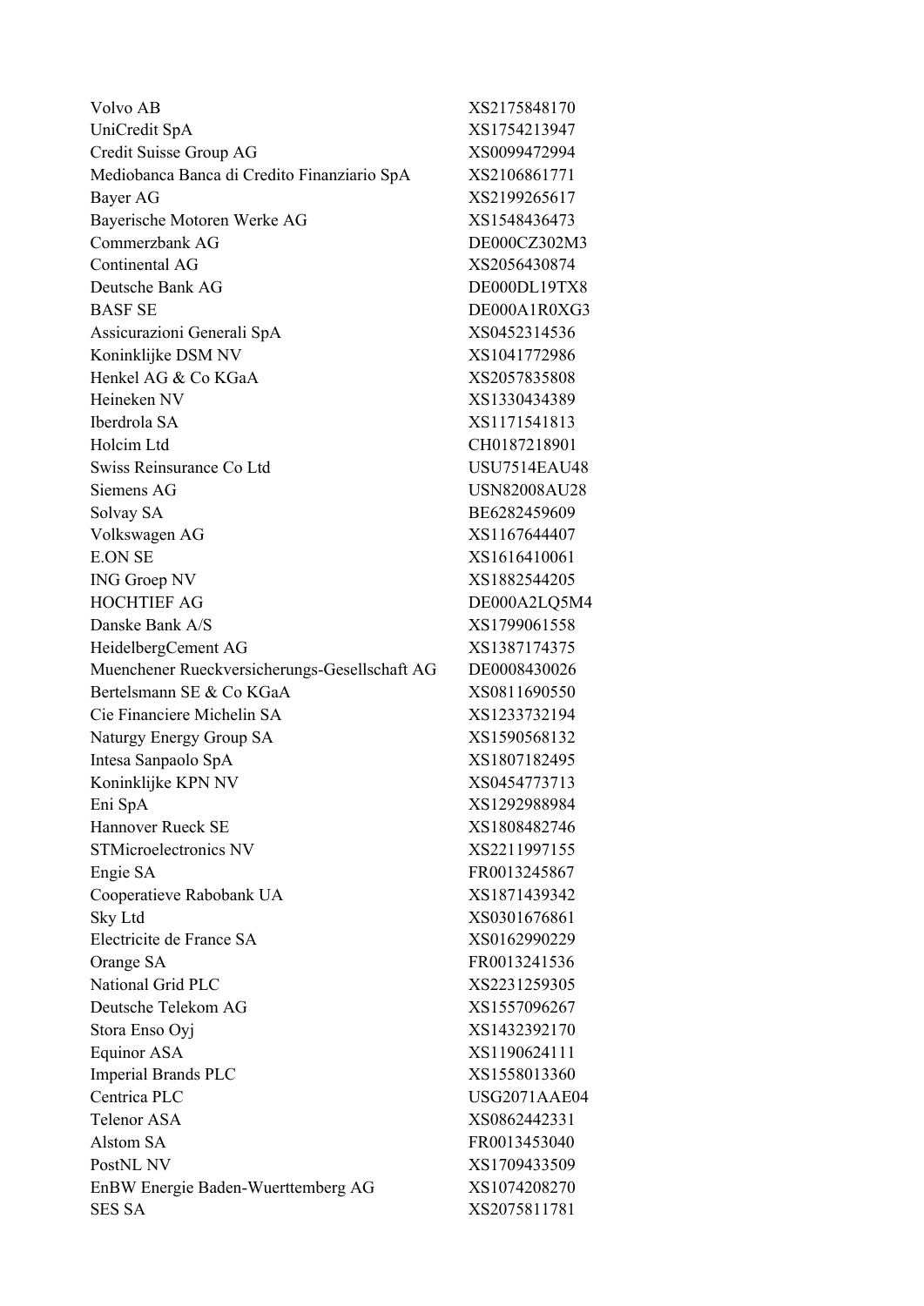| | |
|---|---|
| Volvo AB | XS2175848170 |
| UniCredit SpA | XS1754213947 |
| Credit Suisse Group AG | XS0099472994 |
| Mediobanca Banca di Credito Finanziario SpA | XS2106861771 |
| Bayer AG | XS2199265617 |
| Bayerische Motoren Werke AG | XS1548436473 |
| Commerzbank AG | DE000CZ302M3 |
| Continental AG | XS2056430874 |
| Deutsche Bank AG | DE000DL19TX8 |
| BASF SE | DE000A1R0XG3 |
| Assicurazioni Generali SpA | XS0452314536 |
| Koninklijke DSM NV | XS1041772986 |
| Henkel AG & Co KGaA | XS2057835808 |
| Heineken NV | XS1330434389 |
| Iberdrola SA | XS1171541813 |
| Holcim Ltd | CH0187218901 |
| Swiss Reinsurance Co Ltd | USU7514EAU48 |
| Siemens AG | USN82008AU28 |
| Solvay SA | BE6282459609 |
| Volkswagen AG | XS1167644407 |
| E.ON SE | XS1616410061 |
| ING Groep NV | XS1882544205 |
| HOCHTIEF AG | DE000A2LQ5M4 |
| Danske Bank A/S | XS1799061558 |
| HeidelbergCement AG | XS1387174375 |
| Muenchener Rueckversicherungs-Gesellschaft AG | DE0008430026 |
| Bertelsmann SE & Co KGaA | XS0811690550 |
| Cie Financiere Michelin SA | XS1233732194 |
| Naturgy Energy Group SA | XS1590568132 |
| Intesa Sanpaolo SpA | XS1807182495 |
| Koninklijke KPN NV | XS0454773713 |
| Eni SpA | XS1292988984 |
| Hannover Rueck SE | XS1808482746 |
| STMicroelectronics NV | XS2211997155 |
| Engie SA | FR0013245867 |
| Cooperatieve Rabobank UA | XS1871439342 |
| Sky Ltd | XS0301676861 |
| Electricite de France SA | XS0162990229 |
| Orange SA | FR0013241536 |
| National Grid PLC | XS2231259305 |
| Deutsche Telekom AG | XS1557096267 |
| Stora Enso Oyj | XS1432392170 |
| Equinor ASA | XS1190624111 |
| Imperial Brands PLC | XS1558013360 |
| Centrica PLC | USG2071AAE04 |
| Telenor ASA | XS0862442331 |
| Alstom SA | FR0013453040 |
| PostNL NV | XS1709433509 |
| EnBW Energie Baden-Wuerttemberg AG | XS1074208270 |
| SES SA | XS2075811781 |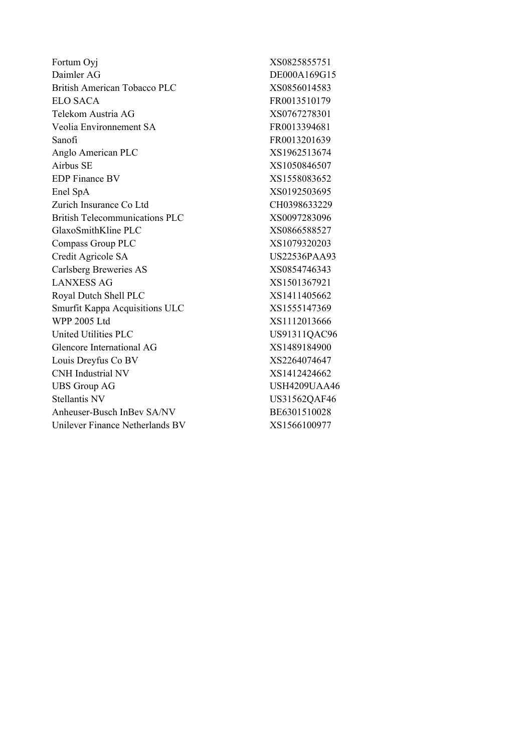| | |
|---|---|
| Fortum Oyj | XS0825855751 |
| Daimler AG | DE000A169G15 |
| British American Tobacco PLC | XS0856014583 |
| ELO SACA | FR0013510179 |
| Telekom Austria AG | XS0767278301 |
| Veolia Environnement SA | FR0013394681 |
| Sanofi | FR0013201639 |
| Anglo American PLC | XS1962513674 |
| Airbus SE | XS1050846507 |
| EDP Finance BV | XS1558083652 |
| Enel SpA | XS0192503695 |
| Zurich Insurance Co Ltd | CH0398633229 |
| British Telecommunications PLC | XS0097283096 |
| GlaxoSmithKline PLC | XS0866588527 |
| Compass Group PLC | XS1079320203 |
| Credit Agricole SA | US22536PAA93 |
| Carlsberg Breweries AS | XS0854746343 |
| LANXESS AG | XS1501367921 |
| Royal Dutch Shell PLC | XS1411405662 |
| Smurfit Kappa Acquisitions ULC | XS1555147369 |
| WPP 2005 Ltd | XS1112013666 |
| United Utilities PLC | US91311QAC96 |
| Glencore International AG | XS1489184900 |
| Louis Dreyfus Co BV | XS2264074647 |
| CNH Industrial NV | XS1412424662 |
| UBS Group AG | USH4209UAA46 |
| Stellantis NV | US31562QAF46 |
| Anheuser-Busch InBev SA/NV | BE6301510028 |
| Unilever Finance Netherlands BV | XS1566100977 |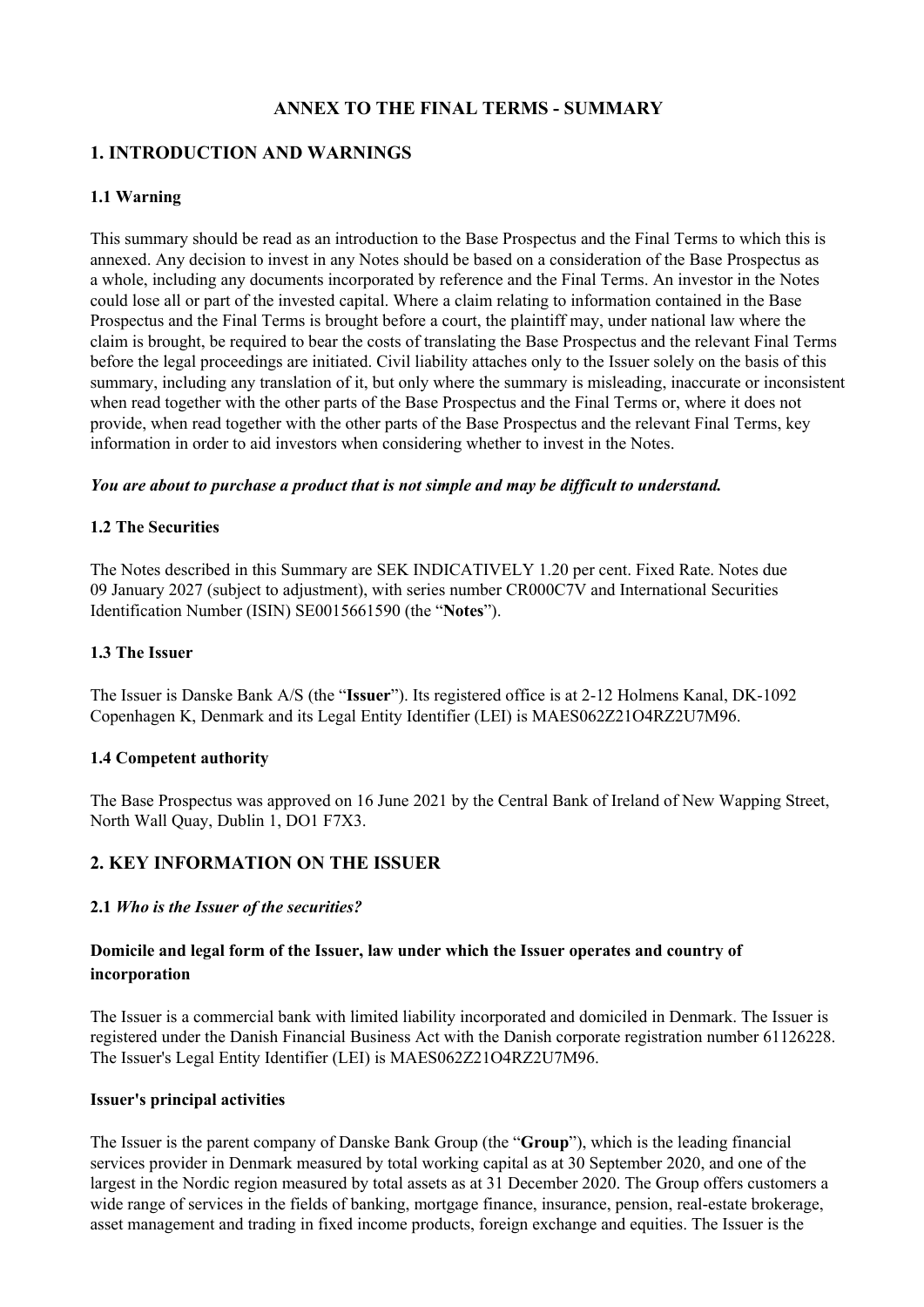# ANNEX TO THE FINAL TERMS - SUMMARY

## 1. INTRODUCTION AND WARNINGS

### 1.1 Warning

This summary should be read as an introduction to the Base Prospectus and the Final Terms to which this is annexed. Any decision to invest in any Notes should be based on a consideration of the Base Prospectus as a whole, including any documents incorporated by reference and the Final Terms. An investor in the Notes could lose all or part of the invested capital. Where a claim relating to information contained in the Base Prospectus and the Final Terms is brought before a court, the plaintiff may, under national law where the claim is brought, be required to bear the costs of translating the Base Prospectus and the relevant Final Terms before the legal proceedings are initiated. Civil liability attaches only to the Issuer solely on the basis of this summary, including any translation of it, but only where the summary is misleading, inaccurate or inconsistent when read together with the other parts of the Base Prospectus and the Final Terms or, where it does not provide, when read together with the other parts of the Base Prospectus and the relevant Final Terms, key information in order to aid investors when considering whether to invest in the Notes.

***You are about to purchase a product that is not simple and may be difficult to understand.***

### 1.2 The Securities

The Notes described in this Summary are SEK INDICATIVELY 1.20 per cent. Fixed Rate. Notes due 09 January 2027 (subject to adjustment), with series number CR000C7V and International Securities Identification Number (ISIN) SE0015661590 (the "**Notes**").

### 1.3 The Issuer

The Issuer is Danske Bank A/S (the "**Issuer**"). Its registered office is at 2-12 Holmens Kanal, DK-1092 Copenhagen K, Denmark and its Legal Entity Identifier (LEI) is MAES062Z21O4RZ2U7M96.

### 1.4 Competent authority

The Base Prospectus was approved on 16 June 2021 by the Central Bank of Ireland of New Wapping Street, North Wall Quay, Dublin 1, DO1 F7X3.

## 2. KEY INFORMATION ON THE ISSUER

### 2.1 *Who is the Issuer of the securities?*

#### Domicile and legal form of the Issuer, law under which the Issuer operates and country of incorporation

The Issuer is a commercial bank with limited liability incorporated and domiciled in Denmark. The Issuer is registered under the Danish Financial Business Act with the Danish corporate registration number 61126228. The Issuer's Legal Entity Identifier (LEI) is MAES062Z21O4RZ2U7M96.

#### Issuer's principal activities

The Issuer is the parent company of Danske Bank Group (the "**Group**"), which is the leading financial services provider in Denmark measured by total working capital as at 30 September 2020, and one of the largest in the Nordic region measured by total assets as at 31 December 2020. The Group offers customers a wide range of services in the fields of banking, mortgage finance, insurance, pension, real-estate brokerage, asset management and trading in fixed income products, foreign exchange and equities. The Issuer is the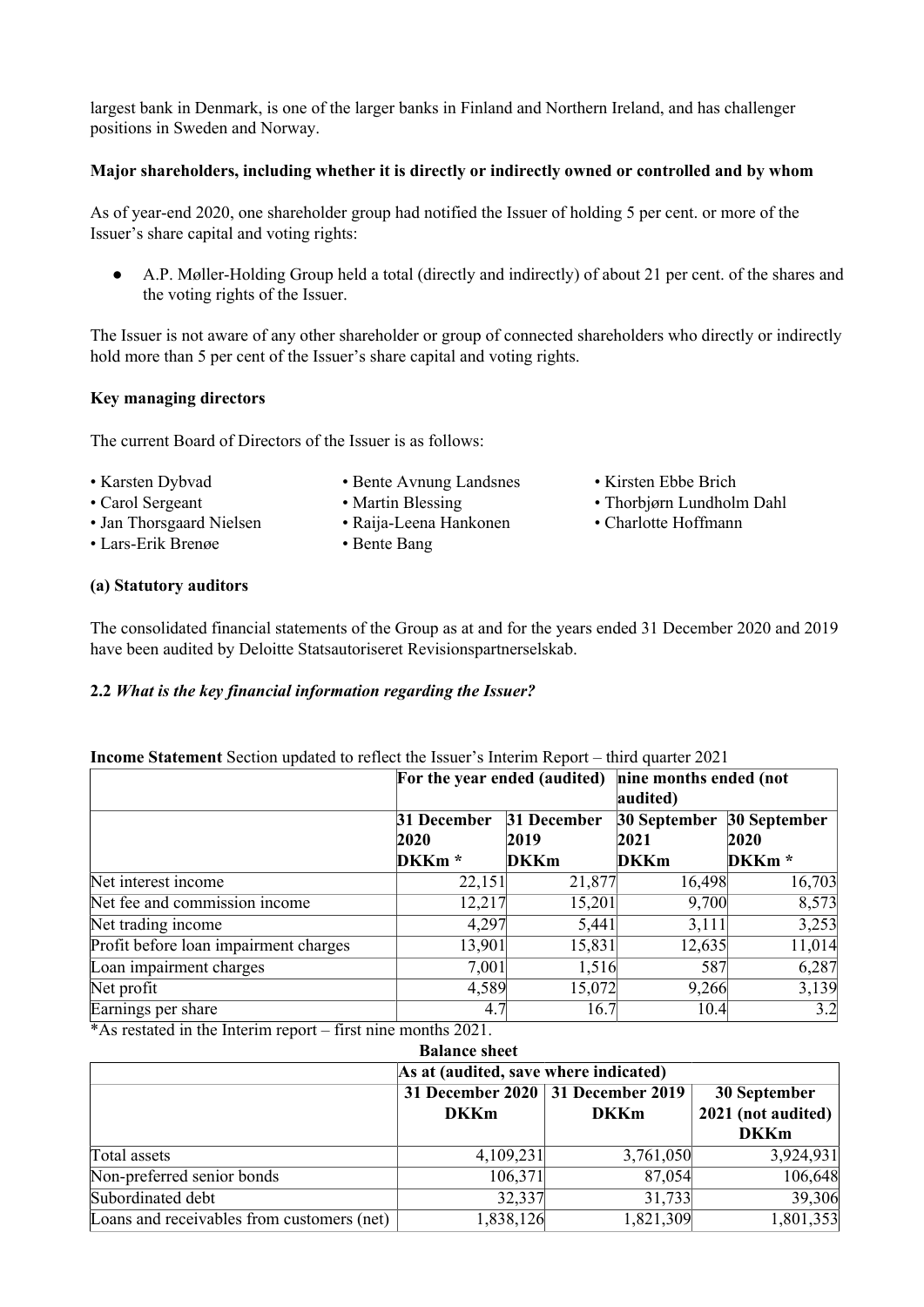largest bank in Denmark, is one of the larger banks in Finland and Northern Ireland, and has challenger positions in Sweden and Norway.

**Major shareholders, including whether it is directly or indirectly owned or controlled and by whom**

As of year-end 2020, one shareholder group had notified the Issuer of holding 5 per cent. or more of the Issuer's share capital and voting rights:

- A.P. Møller-Holding Group held a total (directly and indirectly) of about 21 per cent. of the shares and the voting rights of the Issuer.

The Issuer is not aware of any other shareholder or group of connected shareholders who directly or indirectly hold more than 5 per cent of the Issuer's share capital and voting rights.

**Key managing directors**

The current Board of Directors of the Issuer is as follows:

- Karsten Dybvad
- Carol Sergeant
- Jan Thorsgaard Nielsen
- Lars-Erik Brenøe
- Bente Avnung Landsnes
- Martin Blessing
- Raija-Leena Hankonen
- Bente Bang
- Kirsten Ebbe Brich
- Thorbjørn Lundholm Dahl
- Charlotte Hoffmann

**(a) Statutory auditors**

The consolidated financial statements of the Group as at and for the years ended 31 December 2020 and 2019 have been audited by Deloitte Statsautoriseret Revisionspartnerselskab.

**2.2** ***What is the key financial information regarding the Issuer?***

**Income Statement** Section updated to reflect the Issuer's Interim Report – third quarter 2021

| | For the year ended (audited) | | nine months ended (not audited) | |
|---|---|---|---|---|
| | 31 December 2020 DKKm * | 31 December 2019 DKKm | 30 September 2021 DKKm | 30 September 2020 DKKm * |
| Net interest income | 22,151 | 21,877 | 16,498 | 16,703 |
| Net fee and commission income | 12,217 | 15,201 | 9,700 | 8,573 |
| Net trading income | 4,297 | 5,441 | 3,111 | 3,253 |
| Profit before loan impairment charges | 13,901 | 15,831 | 12,635 | 11,014 |
| Loan impairment charges | 7,001 | 1,516 | 587 | 6,287 |
| Net profit | 4,589 | 15,072 | 9,266 | 3,139 |
| Earnings per share | 4.7 | 16.7 | 10.4 | 3.2 |

*As restated in the Interim report – first nine months 2021.

**Balance sheet**

| | As at (audited, save where indicated) | | |
|---|---|---|---|
| | 31 December 2020 DKKm | 31 December 2019 DKKm | 30 September 2021 (not audited) DKKm |
| Total assets | 4,109,231 | 3,761,050 | 3,924,931 |
| Non-preferred senior bonds | 106,371 | 87,054 | 106,648 |
| Subordinated debt | 32,337 | 31,733 | 39,306 |
| Loans and receivables from customers (net) | 1,838,126 | 1,821,309 | 1,801,353 |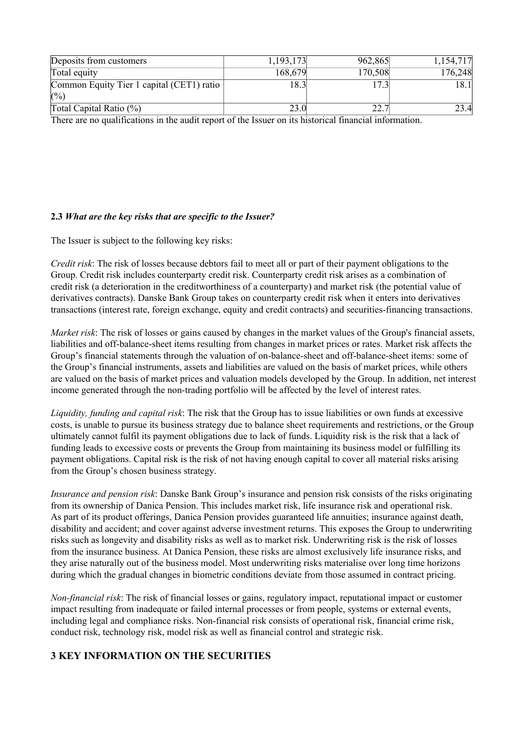| Deposits from customers | 1,193,173 | 962,865 | 1,154,717 |
|---|---|---|---|
| Total equity | 168,679 | 170,508 | 176,248 |
| Common Equity Tier 1 capital (CET1) ratio (%) | 18.3 | 17.3 | 18.1 |
| Total Capital Ratio (%) | 23.0 | 22.7 | 23.4 |

There are no qualifications in the audit report of the Issuer on its historical financial information.

**2.3** ***What are the key risks that are specific to the Issuer?***

The Issuer is subject to the following key risks:

*Credit risk*: The risk of losses because debtors fail to meet all or part of their payment obligations to the Group. Credit risk includes counterparty credit risk. Counterparty credit risk arises as a combination of credit risk (a deterioration in the creditworthiness of a counterparty) and market risk (the potential value of derivatives contracts). Danske Bank Group takes on counterparty credit risk when it enters into derivatives transactions (interest rate, foreign exchange, equity and credit contracts) and securities-financing transactions.

*Market risk*: The risk of losses or gains caused by changes in the market values of the Group's financial assets, liabilities and off-balance-sheet items resulting from changes in market prices or rates. Market risk affects the Group's financial statements through the valuation of on-balance-sheet and off-balance-sheet items: some of the Group's financial instruments, assets and liabilities are valued on the basis of market prices, while others are valued on the basis of market prices and valuation models developed by the Group. In addition, net interest income generated through the non-trading portfolio will be affected by the level of interest rates.

*Liquidity, funding and capital risk*: The risk that the Group has to issue liabilities or own funds at excessive costs, is unable to pursue its business strategy due to balance sheet requirements and restrictions, or the Group ultimately cannot fulfil its payment obligations due to lack of funds. Liquidity risk is the risk that a lack of funding leads to excessive costs or prevents the Group from maintaining its business model or fulfilling its payment obligations. Capital risk is the risk of not having enough capital to cover all material risks arising from the Group's chosen business strategy.

*Insurance and pension risk*: Danske Bank Group's insurance and pension risk consists of the risks originating from its ownership of Danica Pension. This includes market risk, life insurance risk and operational risk. As part of its product offerings, Danica Pension provides guaranteed life annuities; insurance against death, disability and accident; and cover against adverse investment returns. This exposes the Group to underwriting risks such as longevity and disability risks as well as to market risk. Underwriting risk is the risk of losses from the insurance business. At Danica Pension, these risks are almost exclusively life insurance risks, and they arise naturally out of the business model. Most underwriting risks materialise over long time horizons during which the gradual changes in biometric conditions deviate from those assumed in contract pricing.

*Non-financial risk*: The risk of financial losses or gains, regulatory impact, reputational impact or customer impact resulting from inadequate or failed internal processes or from people, systems or external events, including legal and compliance risks. Non-financial risk consists of operational risk, financial crime risk, conduct risk, technology risk, model risk as well as financial control and strategic risk.

## 3 KEY INFORMATION ON THE SECURITIES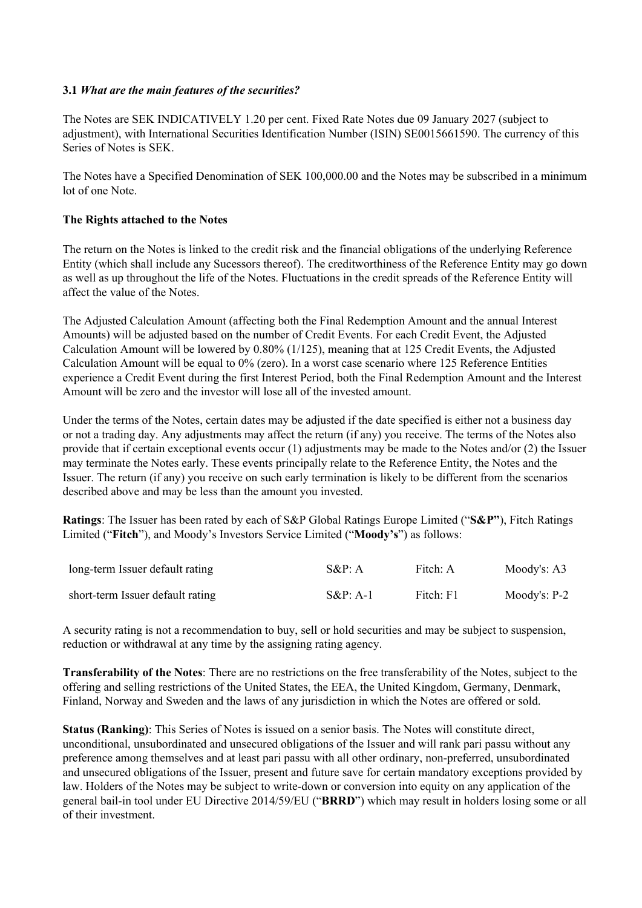**3.1** ***What are the main features of the securities?***

The Notes are SEK INDICATIVELY 1.20 per cent. Fixed Rate Notes due 09 January 2027 (subject to adjustment), with International Securities Identification Number (ISIN) SE0015661590. The currency of this Series of Notes is SEK.

The Notes have a Specified Denomination of SEK 100,000.00 and the Notes may be subscribed in a minimum lot of one Note.

**The Rights attached to the Notes**

The return on the Notes is linked to the credit risk and the financial obligations of the underlying Reference Entity (which shall include any Sucessors thereof). The creditworthiness of the Reference Entity may go down as well as up throughout the life of the Notes. Fluctuations in the credit spreads of the Reference Entity will affect the value of the Notes.

The Adjusted Calculation Amount (affecting both the Final Redemption Amount and the annual Interest Amounts) will be adjusted based on the number of Credit Events. For each Credit Event, the Adjusted Calculation Amount will be lowered by 0.80% (1/125), meaning that at 125 Credit Events, the Adjusted Calculation Amount will be equal to 0% (zero). In a worst case scenario where 125 Reference Entities experience a Credit Event during the first Interest Period, both the Final Redemption Amount and the Interest Amount will be zero and the investor will lose all of the invested amount.

Under the terms of the Notes, certain dates may be adjusted if the date specified is either not a business day or not a trading day. Any adjustments may affect the return (if any) you receive. The terms of the Notes also provide that if certain exceptional events occur (1) adjustments may be made to the Notes and/or (2) the Issuer may terminate the Notes early. These events principally relate to the Reference Entity, the Notes and the Issuer. The return (if any) you receive on such early termination is likely to be different from the scenarios described above and may be less than the amount you invested.

**Ratings**: The Issuer has been rated by each of S&P Global Ratings Europe Limited ("**S&P**"), Fitch Ratings Limited ("**Fitch**"), and Moody's Investors Service Limited ("**Moody's**") as follows:

| | | | |
|---|---|---|---|
| long-term Issuer default rating | S&P: A | Fitch: A | Moody's: A3 |
| short-term Issuer default rating | S&P: A-1 | Fitch: F1 | Moody's: P-2 |

A security rating is not a recommendation to buy, sell or hold securities and may be subject to suspension, reduction or withdrawal at any time by the assigning rating agency.

**Transferability of the Notes**: There are no restrictions on the free transferability of the Notes, subject to the offering and selling restrictions of the United States, the EEA, the United Kingdom, Germany, Denmark, Finland, Norway and Sweden and the laws of any jurisdiction in which the Notes are offered or sold.

**Status (Ranking)**: This Series of Notes is issued on a senior basis. The Notes will constitute direct, unconditional, unsubordinated and unsecured obligations of the Issuer and will rank pari passu without any preference among themselves and at least pari passu with all other ordinary, non-preferred, unsubordinated and unsecured obligations of the Issuer, present and future save for certain mandatory exceptions provided by law. Holders of the Notes may be subject to write-down or conversion into equity on any application of the general bail-in tool under EU Directive 2014/59/EU ("**BRRD**") which may result in holders losing some or all of their investment.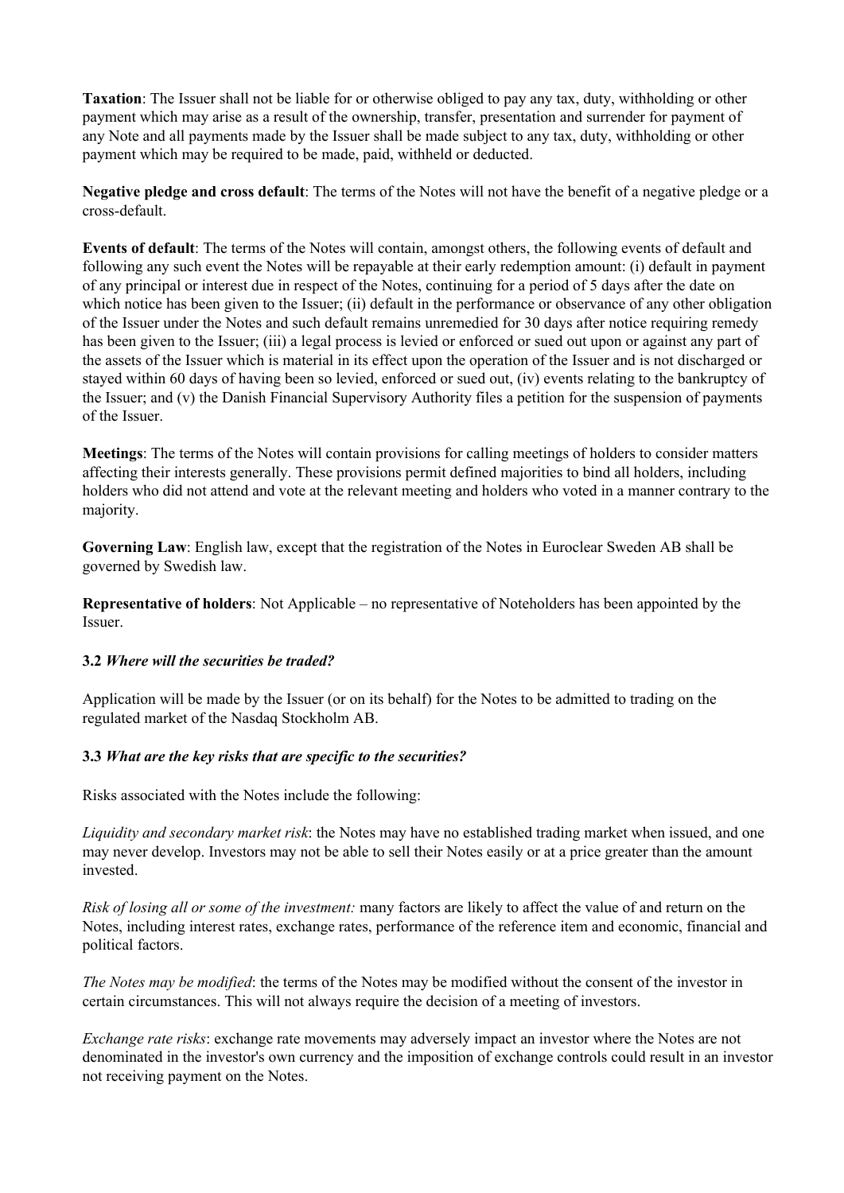**Taxation**: The Issuer shall not be liable for or otherwise obliged to pay any tax, duty, withholding or other payment which may arise as a result of the ownership, transfer, presentation and surrender for payment of any Note and all payments made by the Issuer shall be made subject to any tax, duty, withholding or other payment which may be required to be made, paid, withheld or deducted.

**Negative pledge and cross default**: The terms of the Notes will not have the benefit of a negative pledge or a cross-default.

**Events of default**: The terms of the Notes will contain, amongst others, the following events of default and following any such event the Notes will be repayable at their early redemption amount: (i) default in payment of any principal or interest due in respect of the Notes, continuing for a period of 5 days after the date on which notice has been given to the Issuer; (ii) default in the performance or observance of any other obligation of the Issuer under the Notes and such default remains unremedied for 30 days after notice requiring remedy has been given to the Issuer; (iii) a legal process is levied or enforced or sued out upon or against any part of the assets of the Issuer which is material in its effect upon the operation of the Issuer and is not discharged or stayed within 60 days of having been so levied, enforced or sued out, (iv) events relating to the bankruptcy of the Issuer; and (v) the Danish Financial Supervisory Authority files a petition for the suspension of payments of the Issuer.

**Meetings**: The terms of the Notes will contain provisions for calling meetings of holders to consider matters affecting their interests generally. These provisions permit defined majorities to bind all holders, including holders who did not attend and vote at the relevant meeting and holders who voted in a manner contrary to the majority.

**Governing Law**: English law, except that the registration of the Notes in Euroclear Sweden AB shall be governed by Swedish law.

**Representative of holders**: Not Applicable – no representative of Noteholders has been appointed by the Issuer.

**3.2** ***Where will the securities be traded?***

Application will be made by the Issuer (or on its behalf) for the Notes to be admitted to trading on the regulated market of the Nasdaq Stockholm AB.

**3.3** ***What are the key risks that are specific to the securities?***

Risks associated with the Notes include the following:

*Liquidity and secondary market risk*: the Notes may have no established trading market when issued, and one may never develop. Investors may not be able to sell their Notes easily or at a price greater than the amount invested.

*Risk of losing all or some of the investment:* many factors are likely to affect the value of and return on the Notes, including interest rates, exchange rates, performance of the reference item and economic, financial and political factors.

*The Notes may be modified*: the terms of the Notes may be modified without the consent of the investor in certain circumstances. This will not always require the decision of a meeting of investors.

*Exchange rate risks*: exchange rate movements may adversely impact an investor where the Notes are not denominated in the investor's own currency and the imposition of exchange controls could result in an investor not receiving payment on the Notes.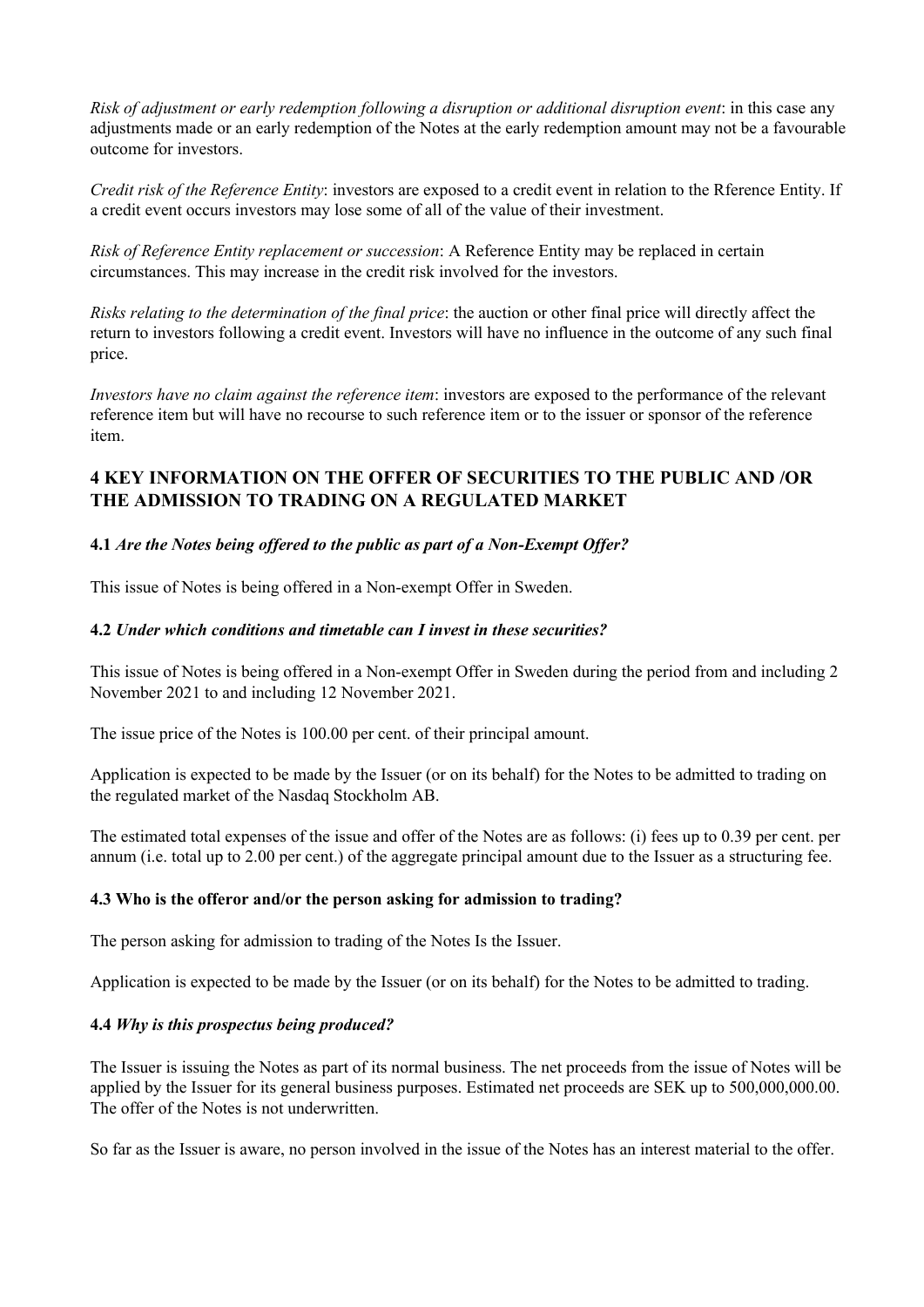*Risk of adjustment or early redemption following a disruption or additional disruption event*: in this case any adjustments made or an early redemption of the Notes at the early redemption amount may not be a favourable outcome for investors.

*Credit risk of the Reference Entity*: investors are exposed to a credit event in relation to the Rference Entity. If a credit event occurs investors may lose some of all of the value of their investment.

*Risk of Reference Entity replacement or succession*: A Reference Entity may be replaced in certain circumstances. This may increase in the credit risk involved for the investors.

*Risks relating to the determination of the final price*: the auction or other final price will directly affect the return to investors following a credit event. Investors will have no influence in the outcome of any such final price.

*Investors have no claim against the reference item*: investors are exposed to the performance of the relevant reference item but will have no recourse to such reference item or to the issuer or sponsor of the reference item.

## 4 KEY INFORMATION ON THE OFFER OF SECURITIES TO THE PUBLIC AND /OR THE ADMISSION TO TRADING ON A REGULATED MARKET

**4.1** ***Are the Notes being offered to the public as part of a Non-Exempt Offer?***

This issue of Notes is being offered in a Non-exempt Offer in Sweden.

**4.2** ***Under which conditions and timetable can I invest in these securities?***

This issue of Notes is being offered in a Non-exempt Offer in Sweden during the period from and including 2 November 2021 to and including 12 November 2021.

The issue price of the Notes is 100.00 per cent. of their principal amount.

Application is expected to be made by the Issuer (or on its behalf) for the Notes to be admitted to trading on the regulated market of the Nasdaq Stockholm AB.

The estimated total expenses of the issue and offer of the Notes are as follows: (i) fees up to 0.39 per cent. per annum (i.e. total up to 2.00 per cent.) of the aggregate principal amount due to the Issuer as a structuring fee.

**4.3 Who is the offeror and/or the person asking for admission to trading?**

The person asking for admission to trading of the Notes Is the Issuer.

Application is expected to be made by the Issuer (or on its behalf) for the Notes to be admitted to trading.

**4.4** ***Why is this prospectus being produced?***

The Issuer is issuing the Notes as part of its normal business. The net proceeds from the issue of Notes will be applied by the Issuer for its general business purposes. Estimated net proceeds are SEK up to 500,000,000.00. The offer of the Notes is not underwritten.

So far as the Issuer is aware, no person involved in the issue of the Notes has an interest material to the offer.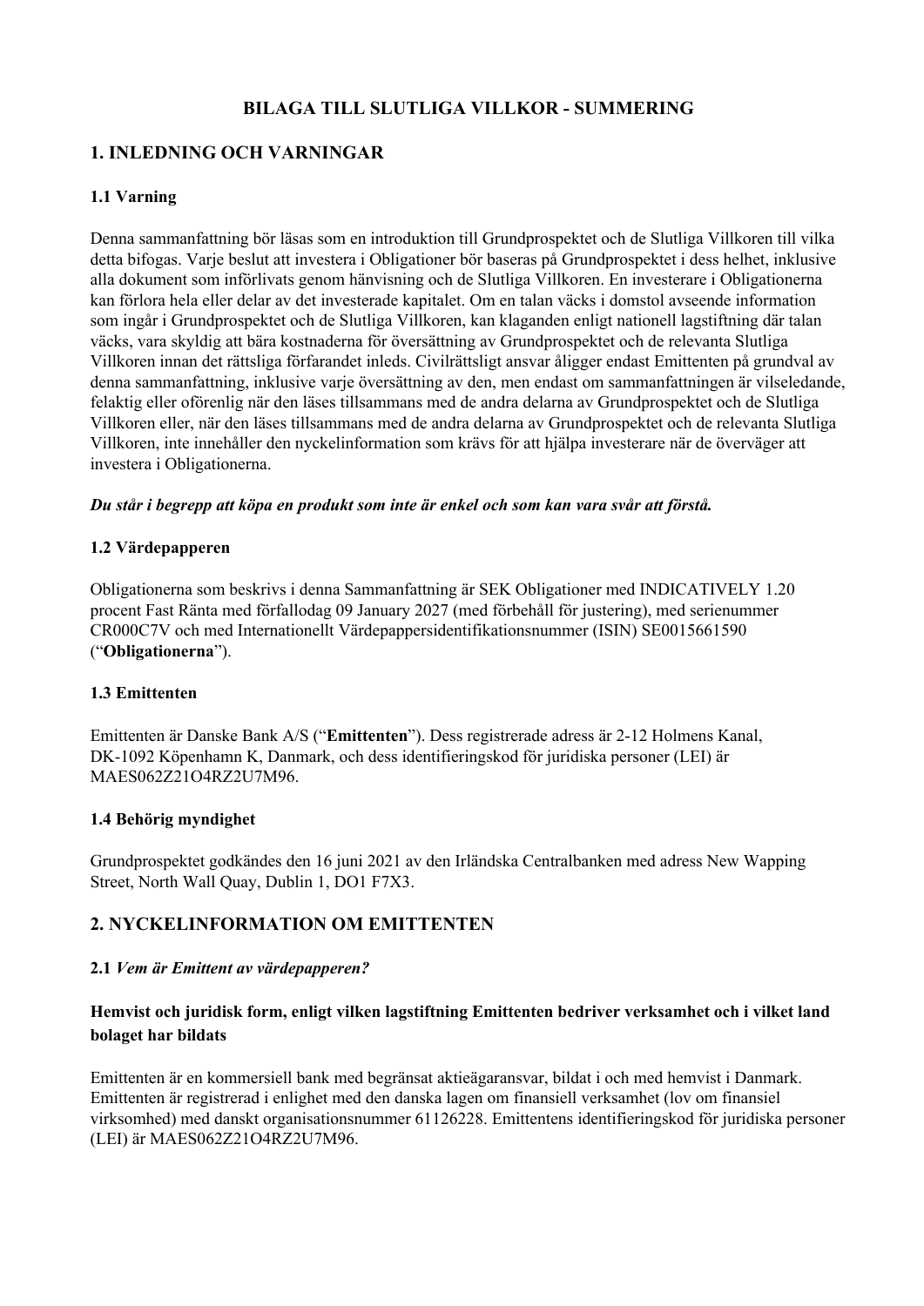# BILAGA TILL SLUTLIGA VILLKOR - SUMMERING

## 1. INLEDNING OCH VARNINGAR

### 1.1 Varning

Denna sammanfattning bör läsas som en introduktion till Grundprospektet och de Slutliga Villkoren till vilka detta bifogas. Varje beslut att investera i Obligationer bör baseras på Grundprospektet i dess helhet, inklusive alla dokument som införlivats genom hänvisning och de Slutliga Villkoren. En investerare i Obligationerna kan förlora hela eller delar av det investerade kapitalet. Om en talan väcks i domstol avseende information som ingår i Grundprospektet och de Slutliga Villkoren, kan klaganden enligt nationell lagstiftning där talan väcks, vara skyldig att bära kostnaderna för översättning av Grundprospektet och de relevanta Slutliga Villkoren innan det rättsliga förfarandet inleds. Civilrättsligt ansvar åligger endast Emittenten på grundval av denna sammanfattning, inklusive varje översättning av den, men endast om sammanfattningen är vilseledande, felaktig eller oförenlig när den läses tillsammans med de andra delarna av Grundprospektet och de Slutliga Villkoren eller, när den läses tillsammans med de andra delarna av Grundprospektet och de relevanta Slutliga Villkoren, inte innehåller den nyckelinformation som krävs för att hjälpa investerare när de överväger att investera i Obligationerna.

***Du står i begrepp att köpa en produkt som inte är enkel och som kan vara svår att förstå.***

### 1.2 Värdepapperen

Obligationerna som beskrivs i denna Sammanfattning är SEK Obligationer med INDICATIVELY 1.20 procent Fast Ränta med förfallodag 09 January 2027 (med förbehåll för justering), med serienummer CR000C7V och med Internationellt Värdepappersidentifikationsnummer (ISIN) SE0015661590 ("**Obligationerna**").

### 1.3 Emittenten

Emittenten är Danske Bank A/S ("**Emittenten**"). Dess registrerade adress är 2-12 Holmens Kanal, DK-1092 Köpenhamn K, Danmark, och dess identifieringskod för juridiska personer (LEI) är MAES062Z21O4RZ2U7M96.

### 1.4 Behörig myndighet

Grundprospektet godkändes den 16 juni 2021 av den Irländska Centralbanken med adress New Wapping Street, North Wall Quay, Dublin 1, DO1 F7X3.

## 2. NYCKELINFORMATION OM EMITTENTEN

### 2.1 *Vem är Emittent av värdepapperen?*

#### Hemvist och juridisk form, enligt vilken lagstiftning Emittenten bedriver verksamhet och i vilket land bolaget har bildats

Emittenten är en kommersiell bank med begränsat aktieägaransvar, bildat i och med hemvist i Danmark. Emittenten är registrerad i enlighet med den danska lagen om finansiell verksamhet (lov om finansiel virksomhed) med danskt organisationsnummer 61126228. Emittentens identifieringskod för juridiska personer (LEI) är MAES062Z21O4RZ2U7M96.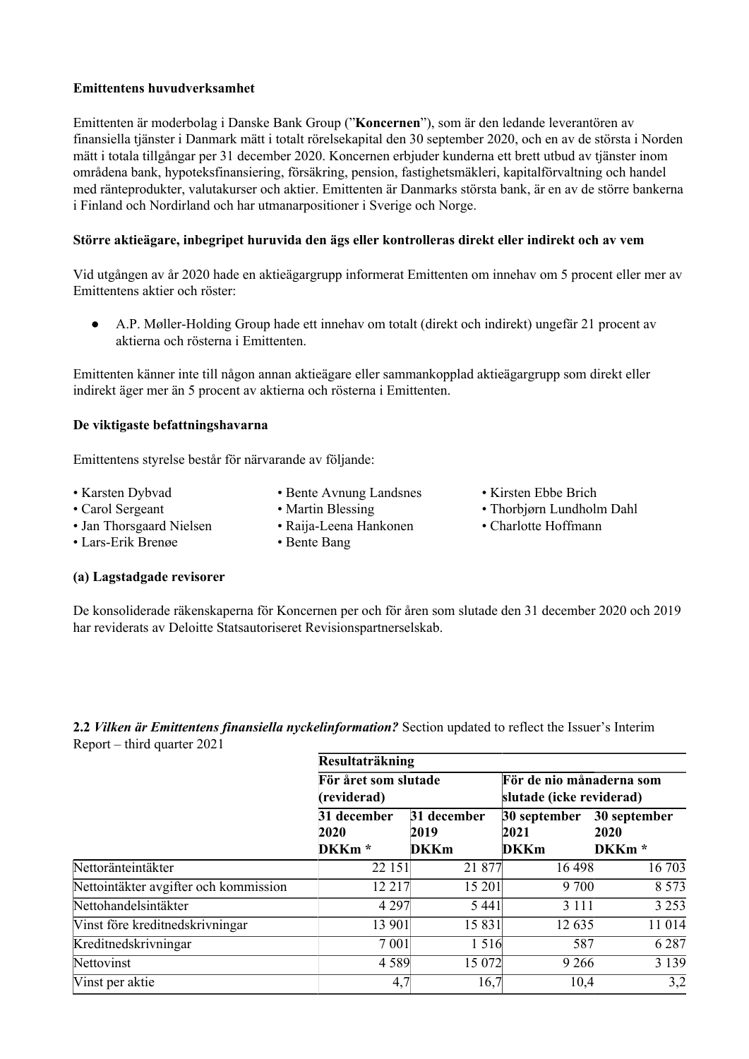**Emittentens huvudverksamhet**

Emittenten är moderbolag i Danske Bank Group ("**Koncernen**"), som är den ledande leverantören av finansiella tjänster i Danmark mätt i totalt rörelsekapital den 30 september 2020, och en av de största i Norden mätt i totala tillgångar per 31 december 2020. Koncernen erbjuder kunderna ett brett utbud av tjänster inom områdena bank, hypoteksfinansiering, försäkring, pension, fastighetsmäkleri, kapitalförvaltning och handel med ränteprodukter, valutakurser och aktier. Emittenten är Danmarks största bank, är en av de större bankerna i Finland och Nordirland och har utmanarpositioner i Sverige och Norge.

**Större aktieägare, inbegripet huruvida den ägs eller kontrolleras direkt eller indirekt och av vem**

Vid utgången av år 2020 hade en aktieägargrupp informerat Emittenten om innehav om 5 procent eller mer av Emittentens aktier och röster:

- A.P. Møller-Holding Group hade ett innehav om totalt (direkt och indirekt) ungefär 21 procent av aktierna och rösterna i Emittenten.

Emittenten känner inte till någon annan aktieägare eller sammankopplad aktieägargrupp som direkt eller indirekt äger mer än 5 procent av aktierna och rösterna i Emittenten.

**De viktigaste befattningshavarna**

Emittentens styrelse består för närvarande av följande:

- Karsten Dybvad
- Carol Sergeant
- Jan Thorsgaard Nielsen
- Lars-Erik Brenøe
- Bente Avnung Landsnes
- Martin Blessing
- Raija-Leena Hankonen
- Bente Bang
- Kirsten Ebbe Brich
- Thorbjørn Lundholm Dahl
- Charlotte Hoffmann

**(a) Lagstadgade revisorer**

De konsoliderade räkenskaperna för Koncernen per och för åren som slutade den 31 december 2020 och 2019 har reviderats av Deloitte Statsautoriseret Revisionspartnerselskab.

**2.2** ***Vilken är Emittentens finansiella nyckelinformation?*** Section updated to reflect the Issuer's Interim Report – third quarter 2021

| | **Resultaträkning** | | | |
|---|---|---|---|---|
| | **För året som slutade (reviderad)** | | **För de nio månaderna som slutade (icke reviderad)** | |
| | **31 december 2020 DKKm \*** | **31 december 2019 DKKm** | **30 september 2021 DKKm** | **30 september 2020 DKKm \*** |
| Nettoränteintäkter | 22 151 | 21 877 | 16 498 | 16 703 |
| Nettointäkter avgifter och kommission | 12 217 | 15 201 | 9 700 | 8 573 |
| Nettohandelsintäkter | 4 297 | 5 441 | 3 111 | 3 253 |
| Vinst före kreditnedskrivningar | 13 901 | 15 831 | 12 635 | 11 014 |
| Kreditnedskrivningar | 7 001 | 1 516 | 587 | 6 287 |
| Nettovinst | 4 589 | 15 072 | 9 266 | 3 139 |
| Vinst per aktie | 4,7 | 16,7 | 10,4 | 3,2 |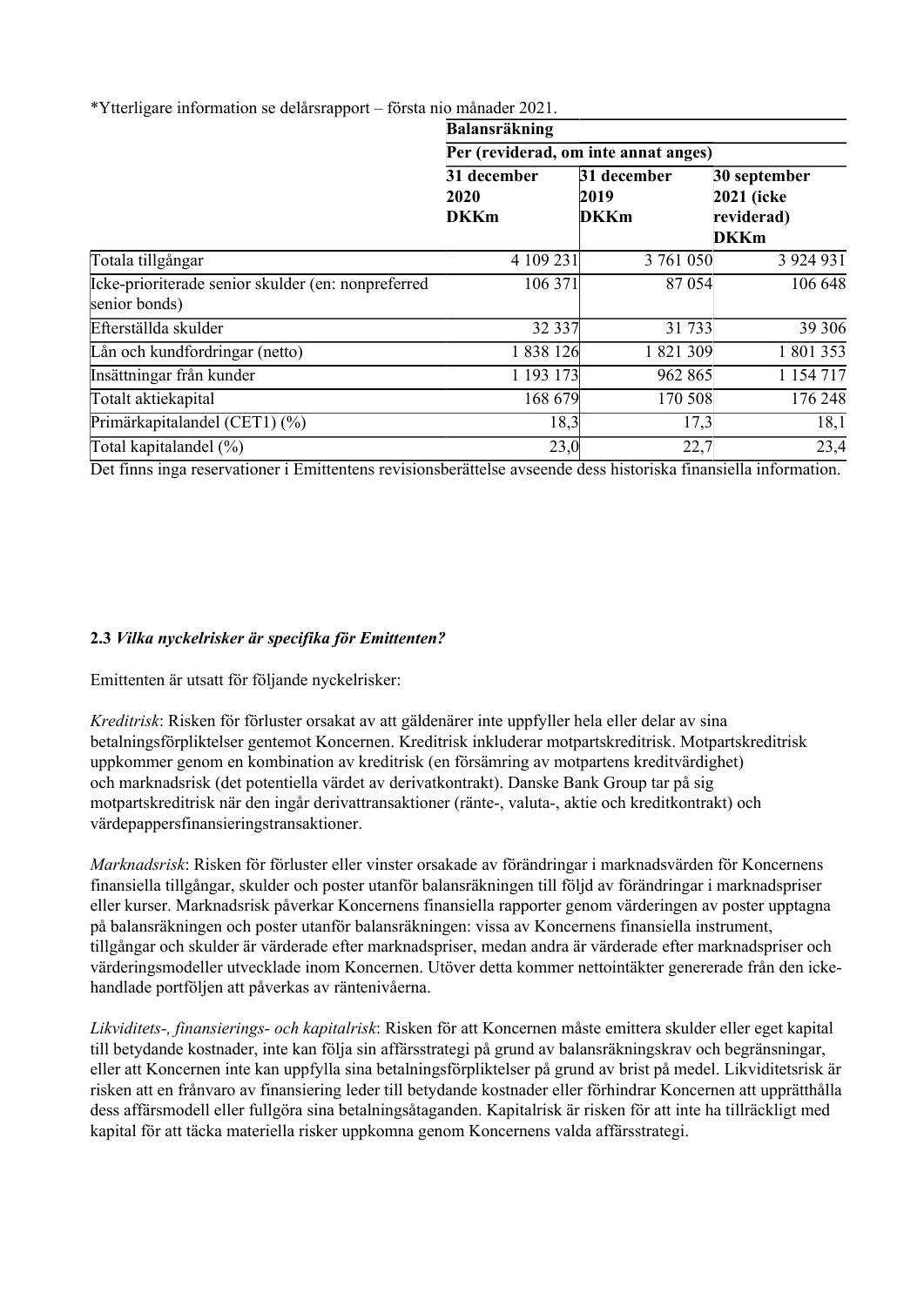*Ytterligare information se delårsrapport – första nio månader 2021.

| | **Balansräkning** | | |
|---|---|---|---|
| | **Per (reviderad, om inte annat anges)** | | |
| | **31 december 2020 DKKm** | **31 december 2019 DKKm** | **30 september 2021 (icke reviderad) DKKm** |
| Totala tillgångar | 4 109 231 | 3 761 050 | 3 924 931 |
| Icke-prioriterade senior skulder (en: nonpreferred senior bonds) | 106 371 | 87 054 | 106 648 |
| Efterställda skulder | 32 337 | 31 733 | 39 306 |
| Lån och kundfordringar (netto) | 1 838 126 | 1 821 309 | 1 801 353 |
| Insättningar från kunder | 1 193 173 | 962 865 | 1 154 717 |
| Totalt aktiekapital | 168 679 | 170 508 | 176 248 |
| Primärkapitalandel (CET1) (%) | 18,3 | 17,3 | 18,1 |
| Total kapitalandel (%) | 23,0 | 22,7 | 23,4 |

Det finns inga reservationer i Emittentens revisionsberättelse avseende dess historiska finansiella information.

**2.3** ***Vilka nyckelrisker är specifika för Emittenten?***

Emittenten är utsatt för följande nyckelrisker:

*Kreditrisk*: Risken för förluster orsakat av att gäldenärer inte uppfyller hela eller delar av sina betalningsförpliktelser gentemot Koncernen. Kreditrisk inkluderar motpartskreditrisk. Motpartskreditrisk uppkommer genom en kombination av kreditrisk (en försämring av motpartens kreditvärdighet) och marknadsrisk (det potentiella värdet av derivatkontrakt). Danske Bank Group tar på sig motpartskreditrisk när den ingår derivattransaktioner (ränte-, valuta-, aktie och kreditkontrakt) och värdepappersfinansieringstransaktioner.

*Marknadsrisk*: Risken för förluster eller vinster orsakade av förändringar i marknadsvärden för Koncernens finansiella tillgångar, skulder och poster utanför balansräkningen till följd av förändringar i marknadspriser eller kurser. Marknadsrisk påverkar Koncernens finansiella rapporter genom värderingen av poster upptagna på balansräkningen och poster utanför balansräkningen: vissa av Koncernens finansiella instrument, tillgångar och skulder är värderade efter marknadspriser, medan andra är värderade efter marknadspriser och värderingsmodeller utvecklade inom Koncernen. Utöver detta kommer nettointäkter genererade från den icke-handlade portföljen att påverkas av räntenivåerna.

*Likviditets-, finansierings- och kapitalrisk*: Risken för att Koncernen måste emittera skulder eller eget kapital till betydande kostnader, inte kan följa sin affärsstrategi på grund av balansräkningskrav och begränsningar, eller att Koncernen inte kan uppfylla sina betalningsförpliktelser på grund av brist på medel. Likviditetsrisk är risken att en frånvaro av finansiering leder till betydande kostnader eller förhindrar Koncernen att upprätthålla dess affärsmodell eller fullgöra sina betalningsåtaganden. Kapitalrisk är risken för att inte ha tillräckligt med kapital för att täcka materiella risker uppkomna genom Koncernens valda affärsstrategi.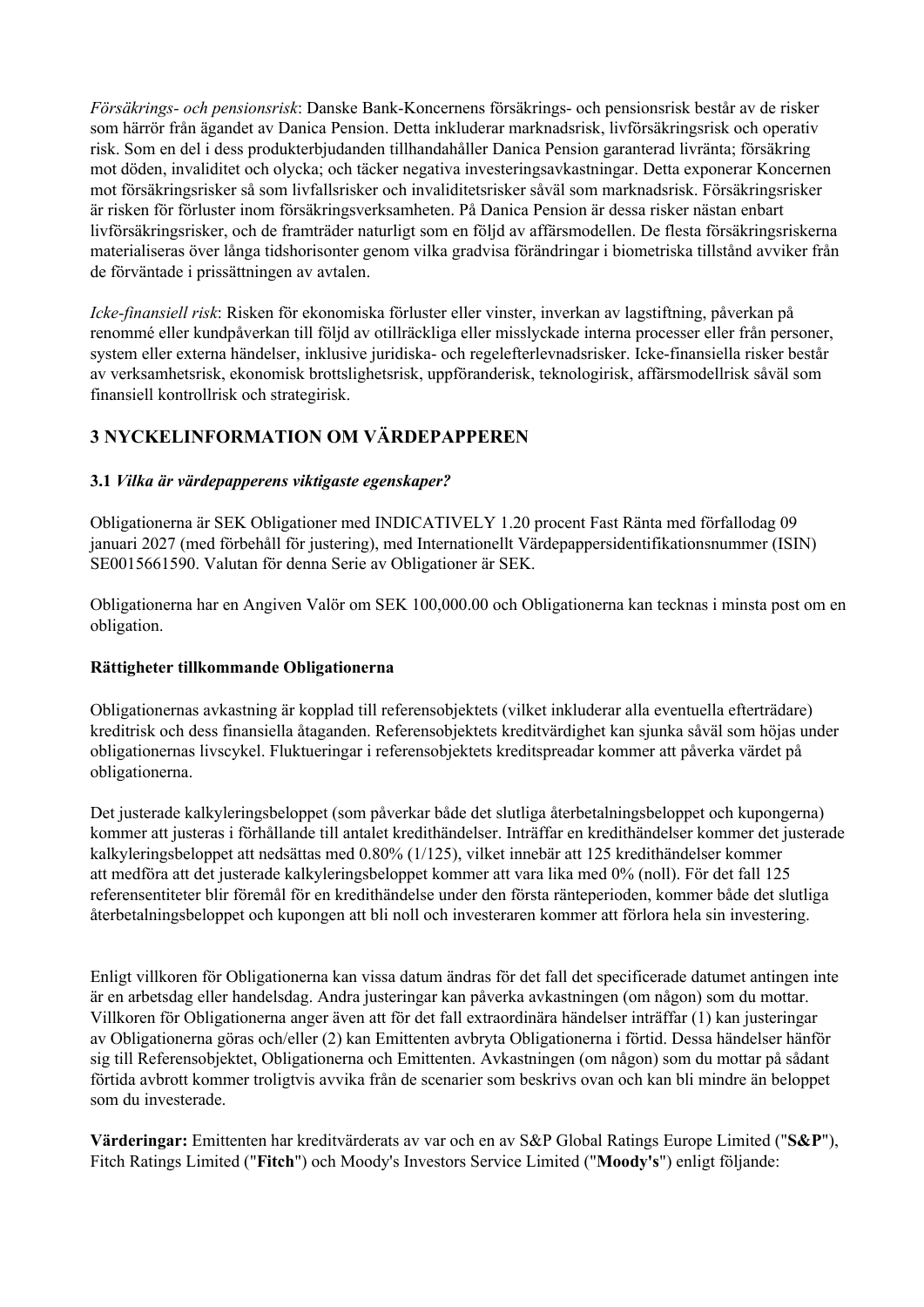*Försäkrings- och pensionsrisk*: Danske Bank-Koncernens försäkrings- och pensionsrisk består av de risker som härrör från ägandet av Danica Pension. Detta inkluderar marknadsrisk, livförsäkringsrisk och operativ risk. Som en del i dess produkterbjudanden tillhandahåller Danica Pension garanterad livränta; försäkring mot döden, invaliditet och olycka; och täcker negativa investeringsavkastningar. Detta exponerar Koncernen mot försäkringsrisker så som livfallsrisker och invaliditetsrisker såväl som marknadsrisk. Försäkringsrisker är risken för förluster inom försäkringsverksamheten. På Danica Pension är dessa risker nästan enbart livförsäkringsrisker, och de framträder naturligt som en följd av affärsmodellen. De flesta försäkringsriskerna materialiseras över långa tidshorisonter genom vilka gradvisa förändringar i biometriska tillstånd avviker från de förväntade i prissättningen av avtalen.

*Icke-finansiell risk*: Risken för ekonomiska förluster eller vinster, inverkan av lagstiftning, påverkan på renommé eller kundpåverkan till följd av otillräckliga eller misslyckade interna processer eller från personer, system eller externa händelser, inklusive juridiska- och regelefterlevnadsrisker. Icke-finansiella risker består av verksamhetsrisk, ekonomisk brottslighetsrisk, uppföranderisk, teknologirisk, affärsmodellrisk såväl som finansiell kontrollrisk och strategirisk.

## 3 NYCKELINFORMATION OM VÄRDEPAPPEREN

### 3.1 *Vilka är värdepapperens viktigaste egenskaper?*

Obligationerna är SEK Obligationer med INDICATIVELY 1.20 procent Fast Ränta med förfallodag 09 januari 2027 (med förbehåll för justering), med Internationellt Värdepappersidentifikationsnummer (ISIN) SE0015661590. Valutan för denna Serie av Obligationer är SEK.

Obligationerna har en Angiven Valör om SEK 100,000.00 och Obligationerna kan tecknas i minsta post om en obligation.

**Rättigheter tillkommande Obligationerna**

Obligationernas avkastning är kopplad till referensobjektets (vilket inkluderar alla eventuella efterträdare) kreditrisk och dess finansiella åtaganden. Referensobjektets kreditvärdighet kan sjunka såväl som höjas under obligationernas livscykel. Fluktueringar i referensobjektets kreditspreadar kommer att påverka värdet på obligationerna.

Det justerade kalkyleringsbeloppet (som påverkar både det slutliga återbetalningsbeloppet och kupongerna) kommer att justeras i förhållande till antalet kredithändelser. Inträffar en kredithändelser kommer det justerade kalkyleringsbeloppet att nedsättas med 0.80% (1/125), vilket innebär att 125 kredithändelser kommer att medföra att det justerade kalkyleringsbeloppet kommer att vara lika med 0% (noll). För det fall 125 referensentiteter blir föremål för en kredithändelse under den första ränteperioden, kommer både det slutliga återbetalningsbeloppet och kupongen att bli noll och investeraren kommer att förlora hela sin investering.

Enligt villkoren för Obligationerna kan vissa datum ändras för det fall det specificerade datumet antingen inte är en arbetsdag eller handelsdag. Andra justeringar kan påverka avkastningen (om någon) som du mottar. Villkoren för Obligationerna anger även att för det fall extraordinära händelser inträffar (1) kan justeringar av Obligationerna göras och/eller (2) kan Emittenten avbryta Obligationerna i förtid. Dessa händelser hänför sig till Referensobjektet, Obligationerna och Emittenten. Avkastningen (om någon) som du mottar på sådant förtida avbrott kommer troligtvis avvika från de scenarier som beskrivs ovan och kan bli mindre än beloppet som du investerade.

**Värderingar:** Emittenten har kreditvärderats av var och en av S&P Global Ratings Europe Limited ("**S&P**"), Fitch Ratings Limited ("**Fitch**") och Moody's Investors Service Limited ("**Moody's**") enligt följande: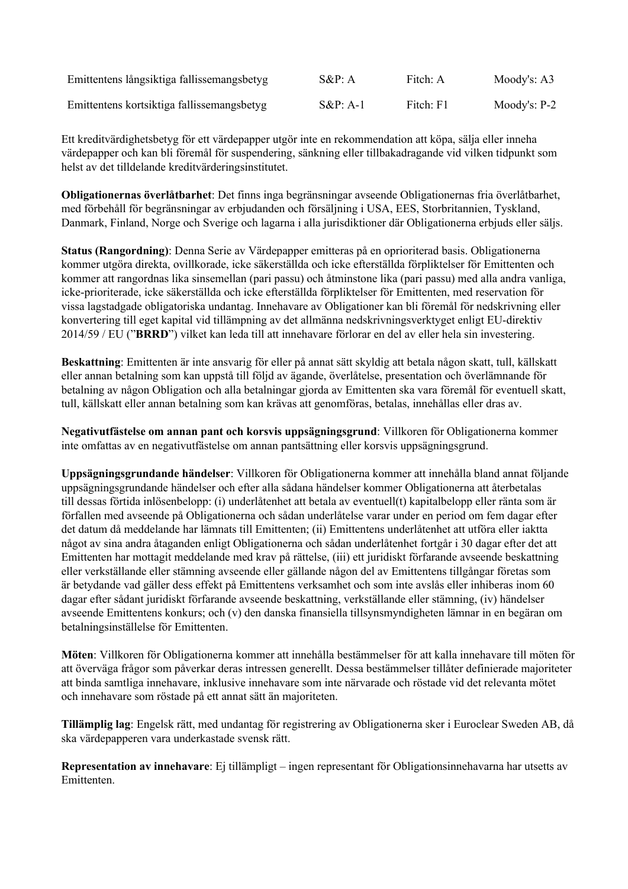| | | | |
|---|---|---|---|
| Emittentens långsiktiga fallissemangsbetyg | S&P: A | Fitch: A | Moody's: A3 |
| Emittentens kortsiktiga fallissemangsbetyg | S&P: A-1 | Fitch: F1 | Moody's: P-2 |

Ett kreditvärdighetsbetyg för ett värdepapper utgör inte en rekommendation att köpa, sälja eller inneha värdepapper och kan bli föremål för suspendering, sänkning eller tillbakadragande vid vilken tidpunkt som helst av det tilldelande kreditvärderingsinstitutet.

**Obligationernas överlåtbarhet**: Det finns inga begränsningar avseende Obligationernas fria överlåtbarhet, med förbehåll för begränsningar av erbjudanden och försäljning i USA, EES, Storbritannien, Tyskland, Danmark, Finland, Norge och Sverige och lagarna i alla jurisdiktioner där Obligationerna erbjuds eller säljs.

**Status (Rangordning)**: Denna Serie av Värdepapper emitteras på en oprioriterad basis. Obligationerna kommer utgöra direkta, ovillkorade, icke säkerställda och icke efterställda förpliktelser för Emittenten och kommer att rangordnas lika sinsemellan (pari passu) och åtminstone lika (pari passu) med alla andra vanliga, icke-prioriterade, icke säkerställda och icke efterställda förpliktelser för Emittenten, med reservation för vissa lagstadgade obligatoriska undantag. Innehavare av Obligationer kan bli föremål för nedskrivning eller konvertering till eget kapital vid tillämpning av det allmänna nedskrivningsverktyget enligt EU-direktiv 2014/59 / EU ("**BRRD**") vilket kan leda till att innehavare förlorar en del av eller hela sin investering.

**Beskattning**: Emittenten är inte ansvarig för eller på annat sätt skyldig att betala någon skatt, tull, källskatt eller annan betalning som kan uppstå till följd av ägande, överlåtelse, presentation och överlämnande för betalning av någon Obligation och alla betalningar gjorda av Emittenten ska vara föremål för eventuell skatt, tull, källskatt eller annan betalning som kan krävas att genomföras, betalas, innehållas eller dras av.

**Negativutfästelse om annan pant och korsvis uppsägningsgrund**: Villkoren för Obligationerna kommer inte omfattas av en negativutfästelse om annan pantsättning eller korsvis uppsägningsgrund.

**Uppsägningsgrundande händelser**: Villkoren för Obligationerna kommer att innehålla bland annat följande uppsägningsgrundande händelser och efter alla sådana händelser kommer Obligationerna att återbetalas till dessas förtida inlösenbelopp: (i) underlåtenhet att betala av eventuell(t) kapitalbelopp eller ränta som är förfallen med avseende på Obligationerna och sådan underlåtelse varar under en period om fem dagar efter det datum då meddelande har lämnats till Emittenten; (ii) Emittentens underlåtenhet att utföra eller iaktta något av sina andra åtaganden enligt Obligationerna och sådan underlåtenhet fortgår i 30 dagar efter det att Emittenten har mottagit meddelande med krav på rättelse, (iii) ett juridiskt förfarande avseende beskattning eller verkställande eller stämning avseende eller gällande någon del av Emittentens tillgångar företas som är betydande vad gäller dess effekt på Emittentens verksamhet och som inte avslås eller inhiberas inom 60 dagar efter sådant juridiskt förfarande avseende beskattning, verkställande eller stämning, (iv) händelser avseende Emittentens konkurs; och (v) den danska finansiella tillsynsmyndigheten lämnar in en begäran om betalningsinställelse för Emittenten.

**Möten**: Villkoren för Obligationerna kommer att innehålla bestämmelser för att kalla innehavare till möten för att överväga frågor som påverkar deras intressen generellt. Dessa bestämmelser tillåter definierade majoriteter att binda samtliga innehavare, inklusive innehavare som inte närvarade och röstade vid det relevanta mötet och innehavare som röstade på ett annat sätt än majoriteten.

**Tillämplig lag**: Engelsk rätt, med undantag för registrering av Obligationerna sker i Euroclear Sweden AB, då ska värdepapperen vara underkastade svensk rätt.

**Representation av innehavare**: Ej tillämpligt – ingen representant för Obligationsinnehavarna har utsetts av Emittenten.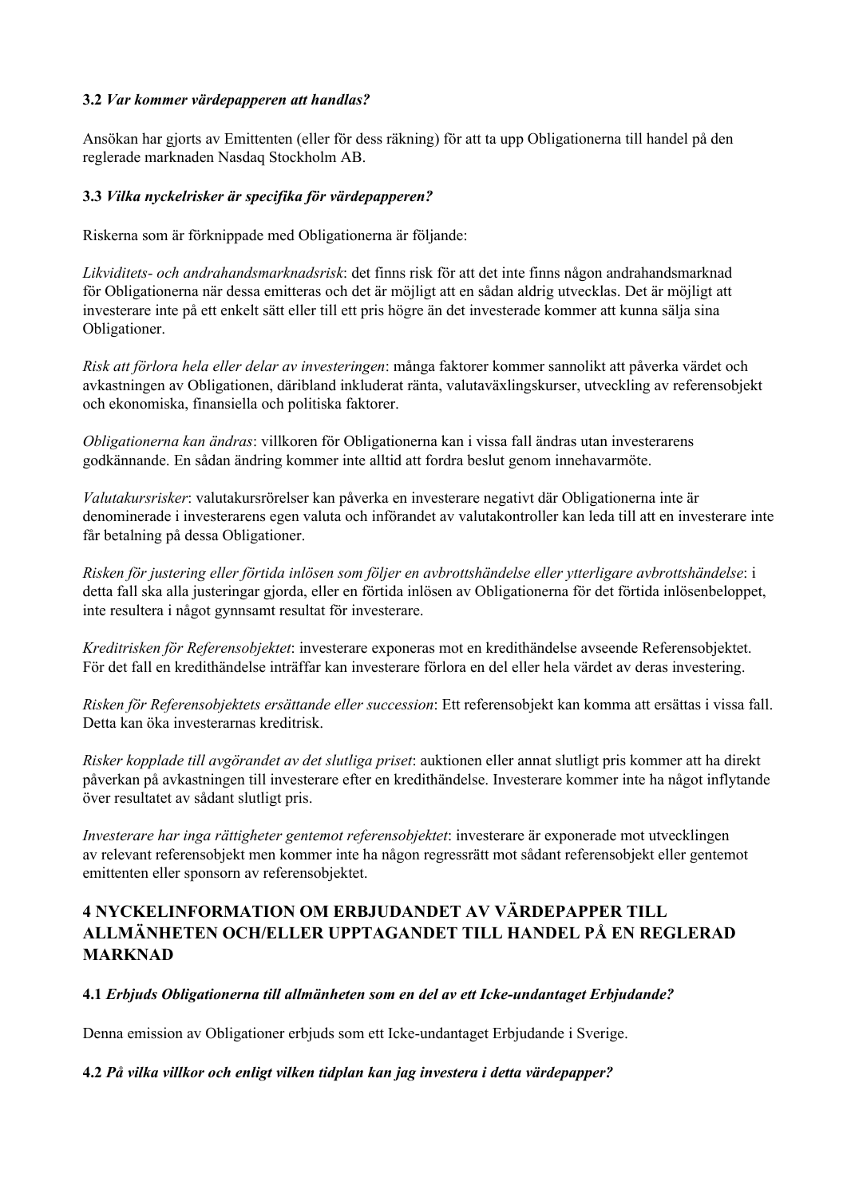**3.2** ***Var kommer värdepapperen att handlas?***

Ansökan har gjorts av Emittenten (eller för dess räkning) för att ta upp Obligationerna till handel på den reglerade marknaden Nasdaq Stockholm AB.

**3.3** ***Vilka nyckelrisker är specifika för värdepapperen?***

Riskerna som är förknippade med Obligationerna är följande:

*Likviditets- och andrahandsmarknadsrisk*: det finns risk för att det inte finns någon andrahandsmarknad för Obligationerna när dessa emitteras och det är möjligt att en sådan aldrig utvecklas. Det är möjligt att investerare inte på ett enkelt sätt eller till ett pris högre än det investerade kommer att kunna sälja sina Obligationer.

*Risk att förlora hela eller delar av investeringen*: många faktorer kommer sannolikt att påverka värdet och avkastningen av Obligationen, däribland inkluderat ränta, valutaväxlingskurser, utveckling av referensobjekt och ekonomiska, finansiella och politiska faktorer.

*Obligationerna kan ändras*: villkoren för Obligationerna kan i vissa fall ändras utan investerarens godkännande. En sådan ändring kommer inte alltid att fordra beslut genom innehavarmöte.

*Valutakursrisker*: valutakursrörelser kan påverka en investerare negativt där Obligationerna inte är denominerade i investerarens egen valuta och införandet av valutakontroller kan leda till att en investerare inte får betalning på dessa Obligationer.

*Risken för justering eller förtida inlösen som följer en avbrottshändelse eller ytterligare avbrottshändelse*: i detta fall ska alla justeringar gjorda, eller en förtida inlösen av Obligationerna för det förtida inlösenbeloppet, inte resultera i något gynnsamt resultat för investerare.

*Kreditrisken för Referensobjektet*: investerare exponeras mot en kredithändelse avseende Referensobjektet. För det fall en kredithändelse inträffar kan investerare förlora en del eller hela värdet av deras investering.

*Risken för Referensobjektets ersättande eller succession*: Ett referensobjekt kan komma att ersättas i vissa fall. Detta kan öka investerarnas kreditrisk.

*Risker kopplade till avgörandet av det slutliga priset*: auktionen eller annat slutligt pris kommer att ha direkt påverkan på avkastningen till investerare efter en kredithändelse. Investerare kommer inte ha något inflytande över resultatet av sådant slutligt pris.

*Investerare har inga rättigheter gentemot referensobjektet*: investerare är exponerade mot utvecklingen av relevant referensobjekt men kommer inte ha någon regressrätt mot sådant referensobjekt eller gentemot emittenten eller sponsorn av referensobjektet.

## 4 NYCKELINFORMATION OM ERBJUDANDET AV VÄRDEPAPPER TILL ALLMÄNHETEN OCH/ELLER UPPTAGANDET TILL HANDEL PÅ EN REGLERAD MARKNAD

**4.1** ***Erbjuds Obligationerna till allmänheten som en del av ett Icke-undantaget Erbjudande?***

Denna emission av Obligationer erbjuds som ett Icke-undantaget Erbjudande i Sverige.

**4.2** ***På vilka villkor och enligt vilken tidplan kan jag investera i detta värdepapper?***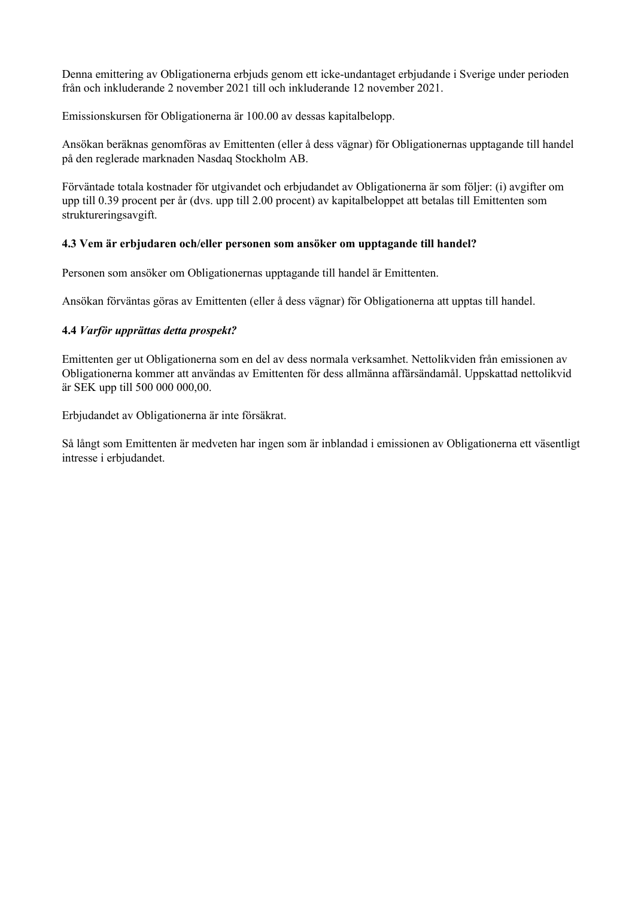Denna emittering av Obligationerna erbjuds genom ett icke-undantaget erbjudande i Sverige under perioden från och inkluderande 2 november 2021 till och inkluderande 12 november 2021.

Emissionskursen för Obligationerna är 100.00 av dessas kapitalbelopp.

Ansökan beräknas genomföras av Emittenten (eller å dess vägnar) för Obligationernas upptagande till handel på den reglerade marknaden Nasdaq Stockholm AB.

Förväntade totala kostnader för utgivandet och erbjudandet av Obligationerna är som följer: (i) avgifter om upp till 0.39 procent per år (dvs. upp till 2.00 procent) av kapitalbeloppet att betalas till Emittenten som struktureringsavgift.

**4.3 Vem är erbjudaren och/eller personen som ansöker om upptagande till handel?**

Personen som ansöker om Obligationernas upptagande till handel är Emittenten.

Ansökan förväntas göras av Emittenten (eller å dess vägnar) för Obligationerna att upptas till handel.

**4.4 *Varför upprättas detta prospekt?***

Emittenten ger ut Obligationerna som en del av dess normala verksamhet. Nettolikviden från emissionen av Obligationerna kommer att användas av Emittenten för dess allmänna affärsändamål. Uppskattad nettolikvid är SEK upp till 500 000 000,00.

Erbjudandet av Obligationerna är inte försäkrat.

Så långt som Emittenten är medveten har ingen som är inblandad i emissionen av Obligationerna ett väsentligt intresse i erbjudandet.